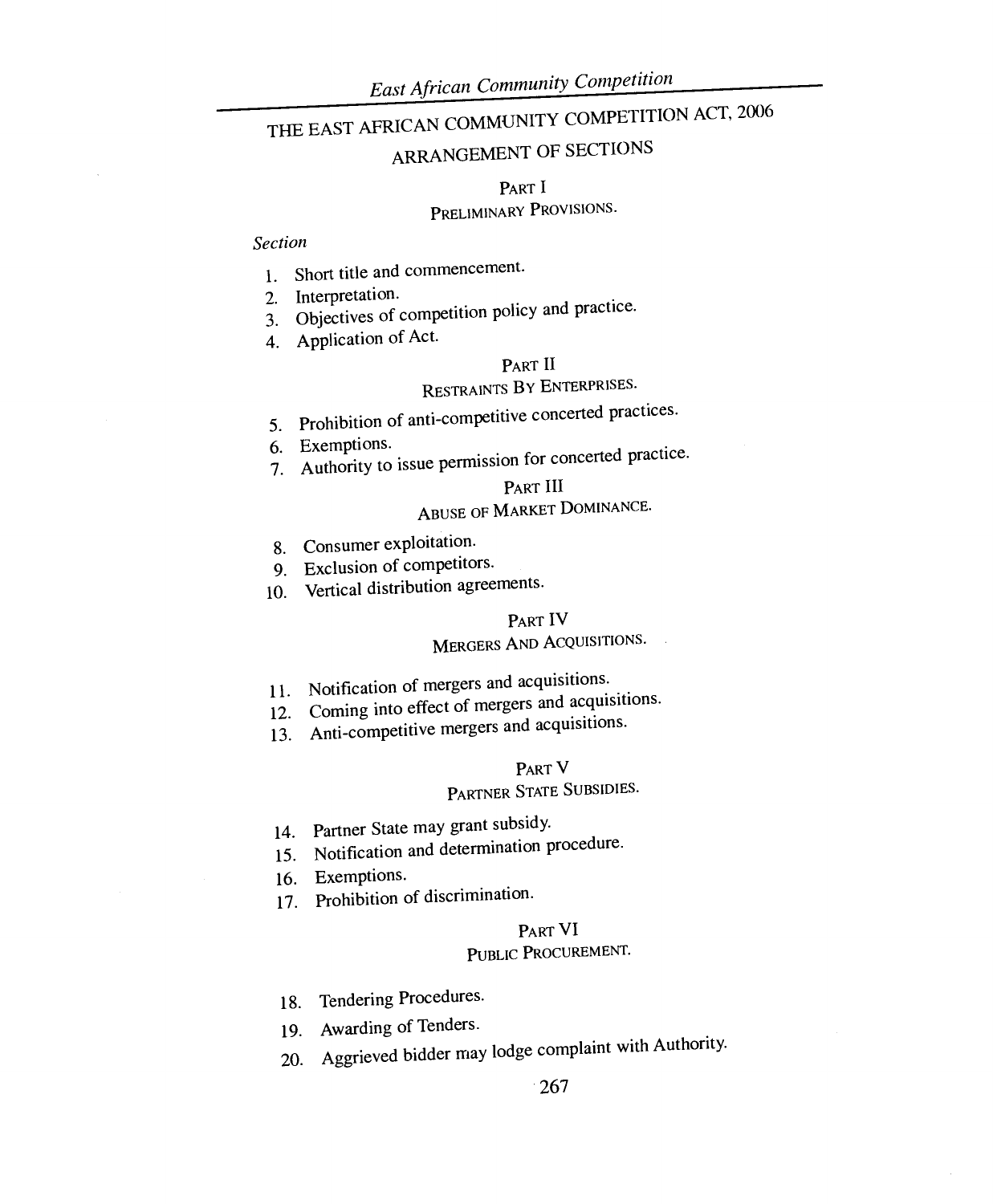# THE EAST AFRICAN COMMUNITY COMPETITION ACT, 2006

## ARRANGEMENT OF SECTIONS

### PART I
### PRELIMINARY PROVISIONS.

*Section*

1. Short title and commencement.
2. Interpretation.
3. Objectives of competition policy and practice.
4. Application of Act.

### PART II
### RESTRAINTS BY ENTERPRISES.

5. Prohibition of anti-competitive concerted practices.
6. Exemptions.
7. Authority to issue permission for concerted practice.

### PART III
### ABUSE OF MARKET DOMINANCE.

8. Consumer exploitation.
9. Exclusion of competitors.
10. Vertical distribution agreements.

### PART IV
### MERGERS AND ACQUISITIONS.

11. Notification of mergers and acquisitions.
12. Coming into effect of mergers and acquisitions.
13. Anti-competitive mergers and acquisitions.

### PART V
### PARTNER STATE SUBSIDIES.

14. Partner State may grant subsidy.
15. Notification and determination procedure.
16. Exemptions.
17. Prohibition of discrimination.

### PART VI
### PUBLIC PROCUREMENT.

18. Tendering Procedures.
19. Awarding of Tenders.
20. Aggrieved bidder may lodge complaint with Authority.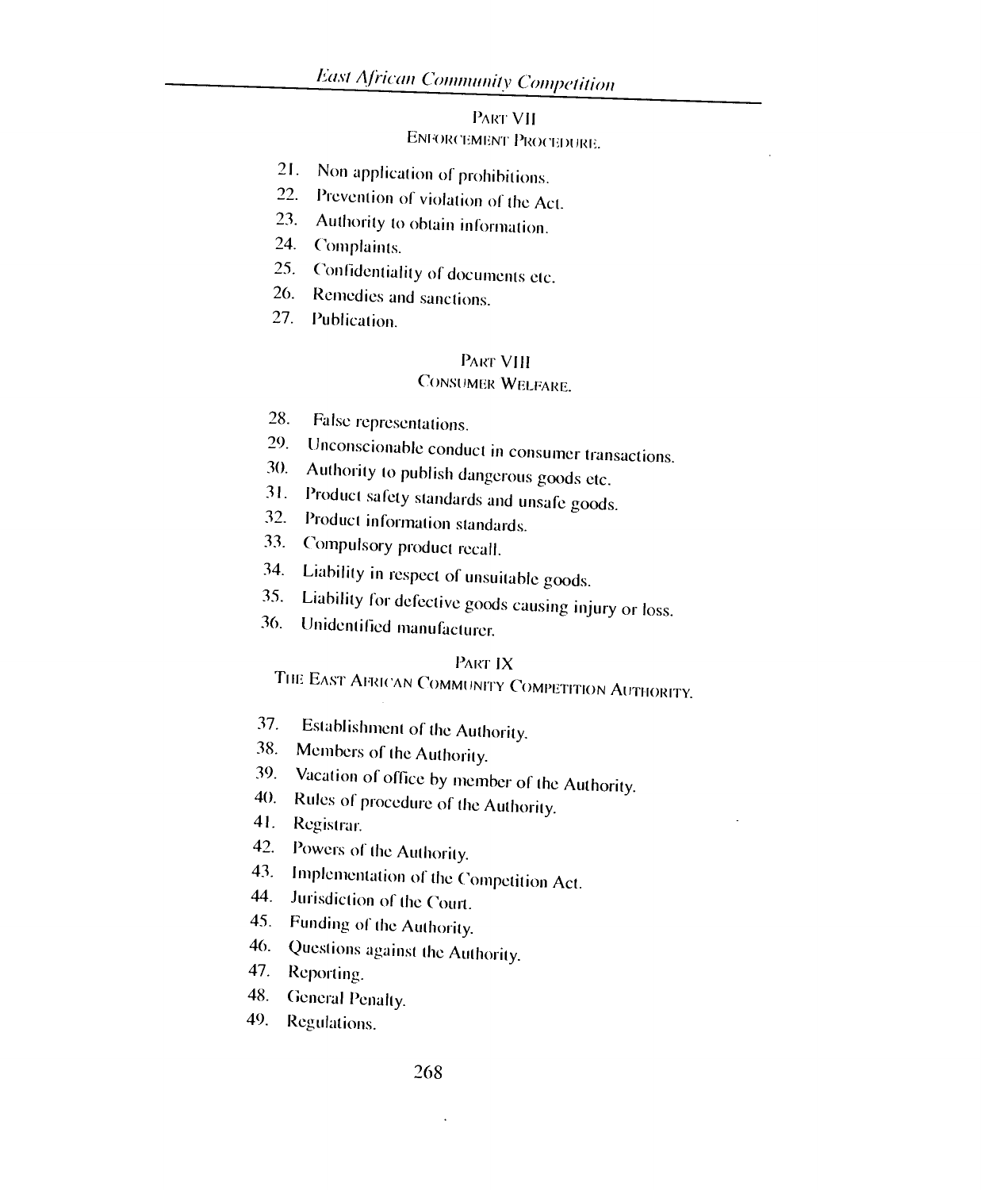## PART VII
### ENFORCEMENT PROCEDURE.

21. Non application of prohibitions.
22. Prevention of violation of the Act.
23. Authority to obtain information.
24. Complaints.
25. Confidentiality of documents etc.
26. Remedies and sanctions.
27. Publication.

## PART VIII
### CONSUMER WELFARE.

28. False representations.
29. Unconscionable conduct in consumer transactions.
30. Authority to publish dangerous goods etc.
31. Product safety standards and unsafe goods.
32. Product information standards.
33. Compulsory product recall.
34. Liability in respect of unsuitable goods.
35. Liability for defective goods causing injury or loss.
36. Unidentified manufacturer.

## PART IX
### THE EAST AFRICAN COMMUNITY COMPETITION AUTHORITY.

37. Establishment of the Authority.
38. Members of the Authority.
39. Vacation of office by member of the Authority.
40. Rules of procedure of the Authority.
41. Registrar.
42. Powers of the Authority.
43. Implementation of the Competition Act.
44. Jurisdiction of the Court.
45. Funding of the Authority.
46. Questions against the Authority.
47. Reporting.
48. General Penalty.
49. Regulations.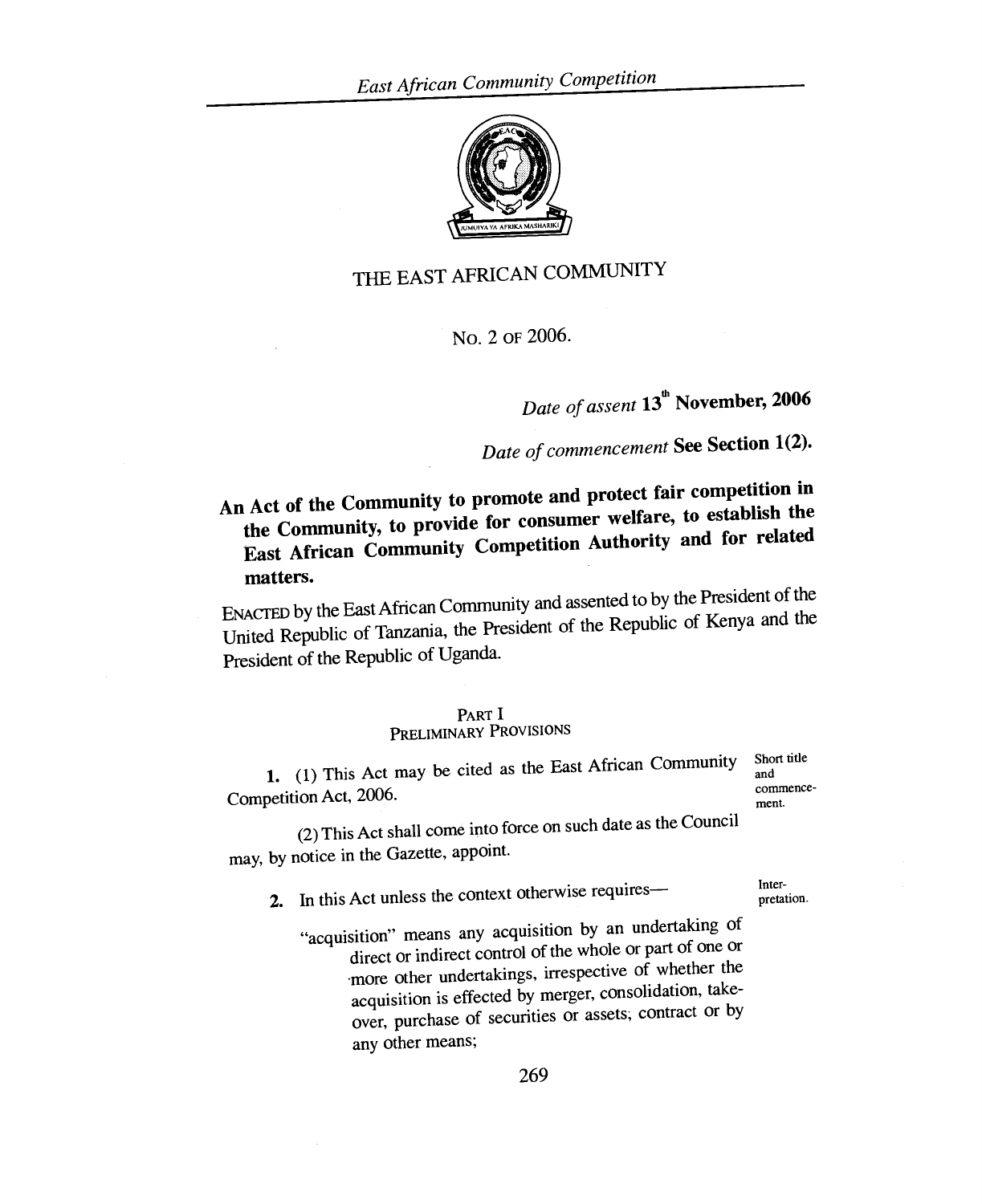# THE EAST AFRICAN COMMUNITY

No. 2 of 2006.

*Date of assent* **13th November, 2006**

*Date of commencement* **See Section 1(2).**

**An Act of the Community to promote and protect fair competition in the Community, to provide for consumer welfare, to establish the East African Community Competition Authority and for related matters.**

ENACTED by the East African Community and assented to by the President of the United Republic of Tanzania, the President of the Republic of Kenya and the President of the Republic of Uganda.

## PART I
## PRELIMINARY PROVISIONS

*Short title and commencement.*

**1.** (1) This Act may be cited as the East African Community Competition Act, 2006.

(2) This Act shall come into force on such date as the Council may, by notice in the Gazette, appoint.

*Interpretation.*

**2.** In this Act unless the context otherwise requires—

"acquisition" means any acquisition by an undertaking of direct or indirect control of the whole or part of one or more other undertakings, irrespective of whether the acquisition is effected by merger, consolidation, take-over, purchase of securities or assets, contract or by any other means;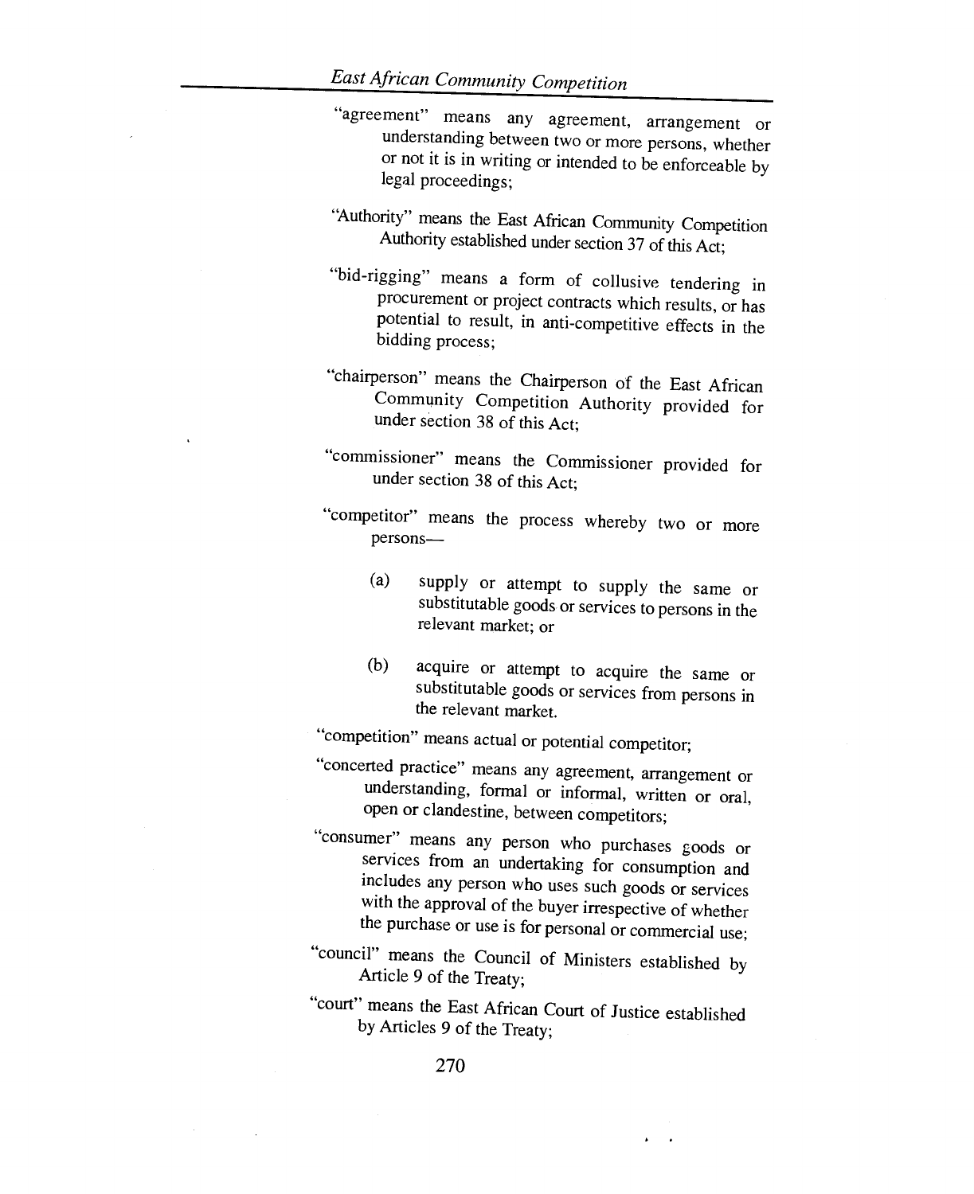"agreement" means any agreement, arrangement or understanding between two or more persons, whether or not it is in writing or intended to be enforceable by legal proceedings;

"Authority" means the East African Community Competition Authority established under section 37 of this Act;

"bid-rigging" means a form of collusive tendering in procurement or project contracts which results, or has potential to result, in anti-competitive effects in the bidding process;

"chairperson" means the Chairperson of the East African Community Competition Authority provided for under section 38 of this Act;

"commissioner" means the Commissioner provided for under section 38 of this Act;

"competitor" means the process whereby two or more persons—

(a) supply or attempt to supply the same or substitutable goods or services to persons in the relevant market; or

(b) acquire or attempt to acquire the same or substitutable goods or services from persons in the relevant market.

"competition" means actual or potential competitor;

"concerted practice" means any agreement, arrangement or understanding, formal or informal, written or oral, open or clandestine, between competitors;

"consumer" means any person who purchases goods or services from an undertaking for consumption and includes any person who uses such goods or services with the approval of the buyer irrespective of whether the purchase or use is for personal or commercial use;

"council" means the Council of Ministers established by Article 9 of the Treaty;

"court" means the East African Court of Justice established by Articles 9 of the Treaty;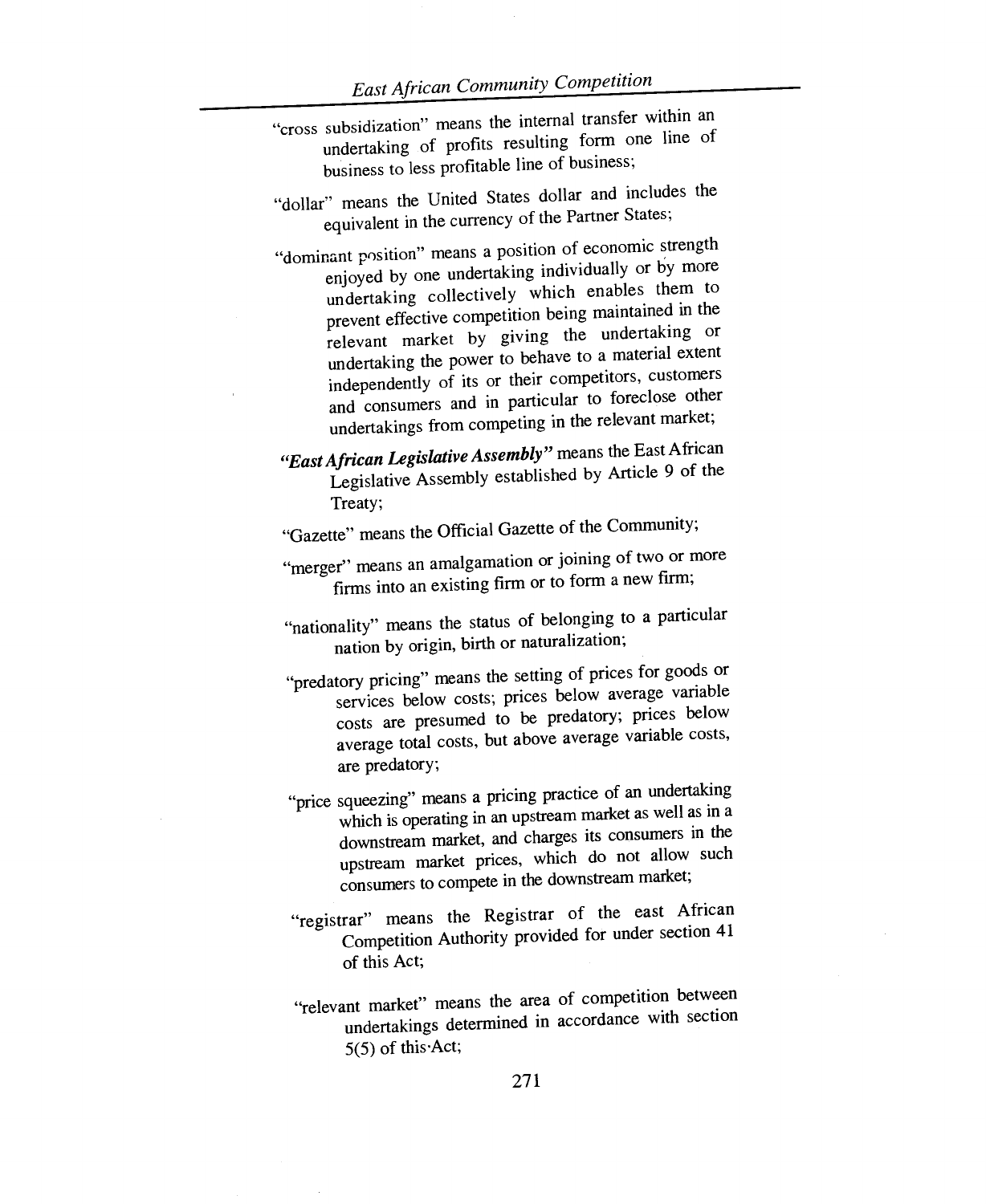"cross subsidization" means the internal transfer within an undertaking of profits resulting form one line of business to less profitable line of business;

"dollar" means the United States dollar and includes the equivalent in the currency of the Partner States;

"dominant position" means a position of economic strength enjoyed by one undertaking individually or by more undertaking collectively which enables them to prevent effective competition being maintained in the relevant market by giving the undertaking or undertaking the power to behave to a material extent independently of its or their competitors, customers and consumers and in particular to foreclose other undertakings from competing in the relevant market;

***"East African Legislative Assembly"*** means the East African Legislative Assembly established by Article 9 of the Treaty;

"Gazette" means the Official Gazette of the Community;

"merger" means an amalgamation or joining of two or more firms into an existing firm or to form a new firm;

"nationality" means the status of belonging to a particular nation by origin, birth or naturalization;

"predatory pricing" means the setting of prices for goods or services below costs; prices below average variable costs are presumed to be predatory; prices below average total costs, but above average variable costs, are predatory;

"price squeezing" means a pricing practice of an undertaking which is operating in an upstream market as well as in a downstream market, and charges its consumers in the upstream market prices, which do not allow such consumers to compete in the downstream market;

"registrar" means the Registrar of the east African Competition Authority provided for under section 41 of this Act;

"relevant market" means the area of competition between undertakings determined in accordance with section 5(5) of this Act;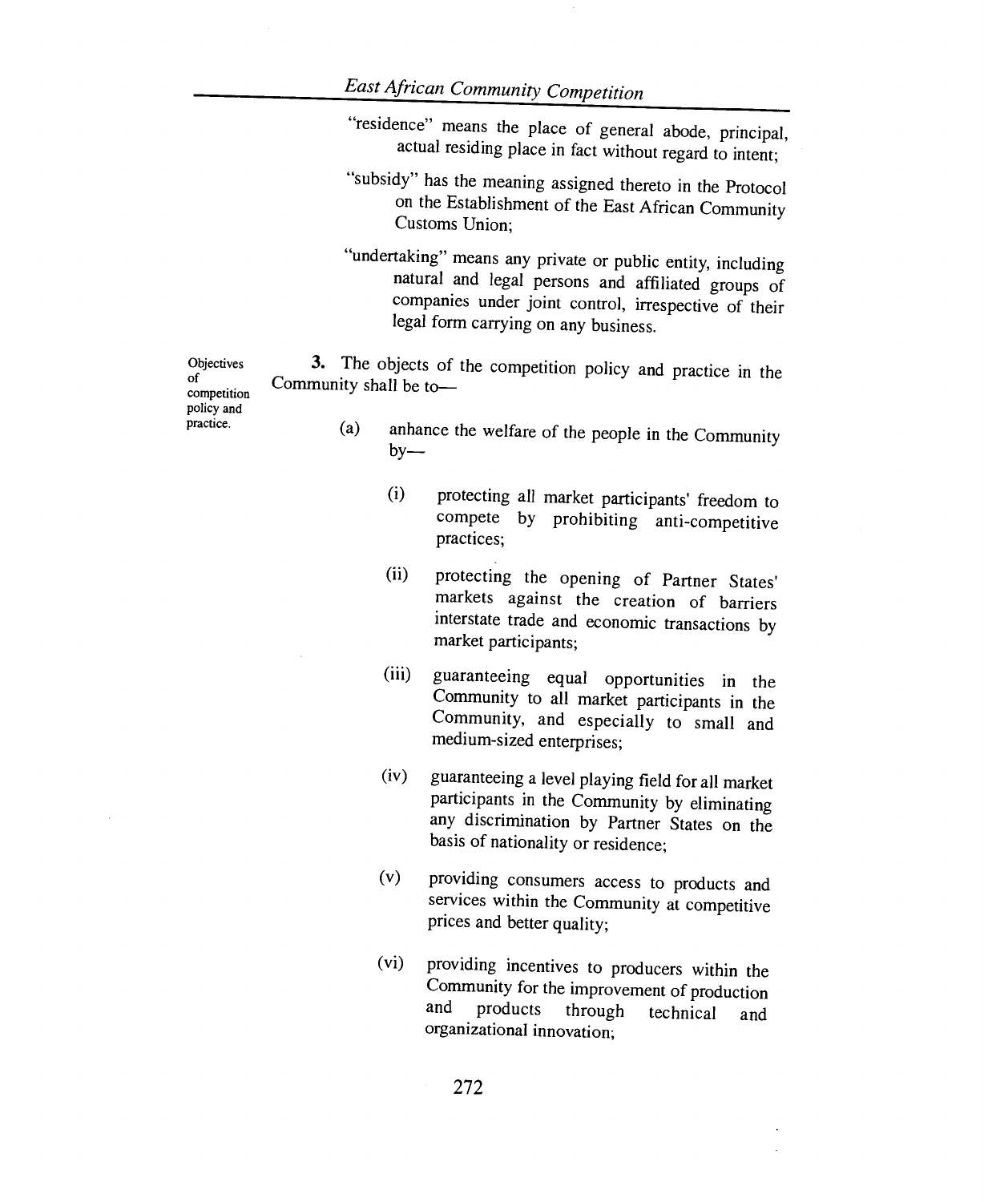"residence" means the place of general abode, principal, actual residing place in fact without regard to intent;

"subsidy" has the meaning assigned thereto in the Protocol on the Establishment of the East African Community Customs Union;

"undertaking" means any private or public entity, including natural and legal persons and affiliated groups of companies under joint control, irrespective of their legal form carrying on any business.

Objectives of competition policy and practice.

**3.** The objects of the competition policy and practice in the Community shall be to—

(a) anhance the welfare of the people in the Community by—

(i) protecting all market participants' freedom to compete by prohibiting anti-competitive practices;

(ii) protecting the opening of Partner States' markets against the creation of barriers interstate trade and economic transactions by market participants;

(iii) guaranteeing equal opportunities in the Community to all market participants in the Community, and especially to small and medium-sized enterprises;

(iv) guaranteeing a level playing field for all market participants in the Community by eliminating any discrimination by Partner States on the basis of nationality or residence;

(v) providing consumers access to products and services within the Community at competitive prices and better quality;

(vi) providing incentives to producers within the Community for the improvement of production and products through technical and organizational innovation;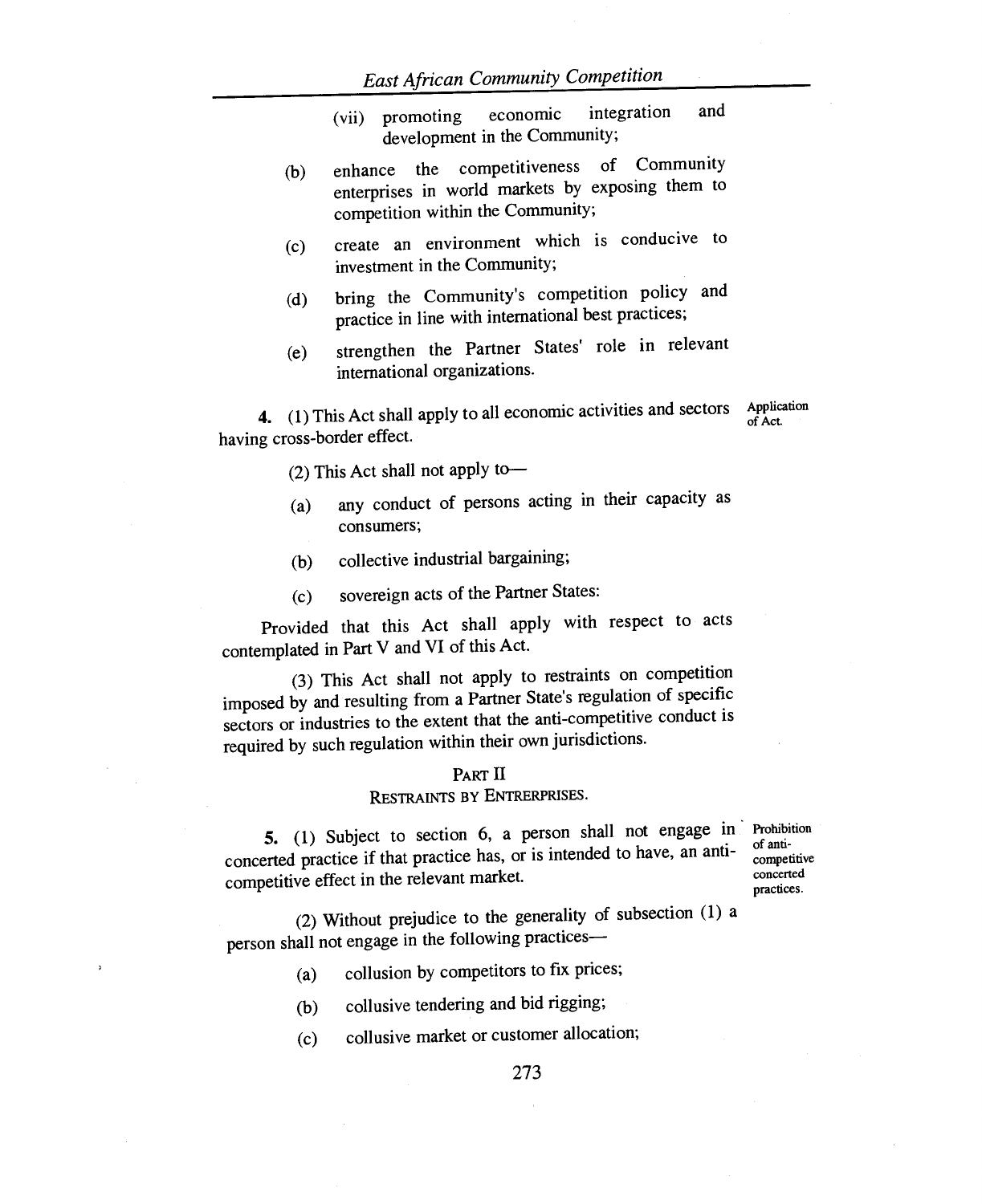(vii) promoting economic integration and development in the Community;

(b) enhance the competitiveness of Community enterprises in world markets by exposing them to competition within the Community;

(c) create an environment which is conducive to investment in the Community;

(d) bring the Community's competition policy and practice in line with international best practices;

(e) strengthen the Partner States' role in relevant international organizations.

**4.** (1) This Act shall apply to all economic activities and sectors having cross-border effect. *Application of Act.*

(2) This Act shall not apply to—

(a) any conduct of persons acting in their capacity as consumers;

(b) collective industrial bargaining;

(c) sovereign acts of the Partner States:

Provided that this Act shall apply with respect to acts contemplated in Part V and VI of this Act.

(3) This Act shall not apply to restraints on competition imposed by and resulting from a Partner State's regulation of specific sectors or industries to the extent that the anti-competitive conduct is required by such regulation within their own jurisdictions.

## PART II
### RESTRAINTS BY ENTRERPRISES.

**5.** (1) Subject to section 6, a person shall not engage in concerted practice if that practice has, or is intended to have, an anti-competitive effect in the relevant market. *Prohibition of anti-competitive concerted practices.*

(2) Without prejudice to the generality of subsection (1) a person shall not engage in the following practices—

(a) collusion by competitors to fix prices;

(b) collusive tendering and bid rigging;

(c) collusive market or customer allocation;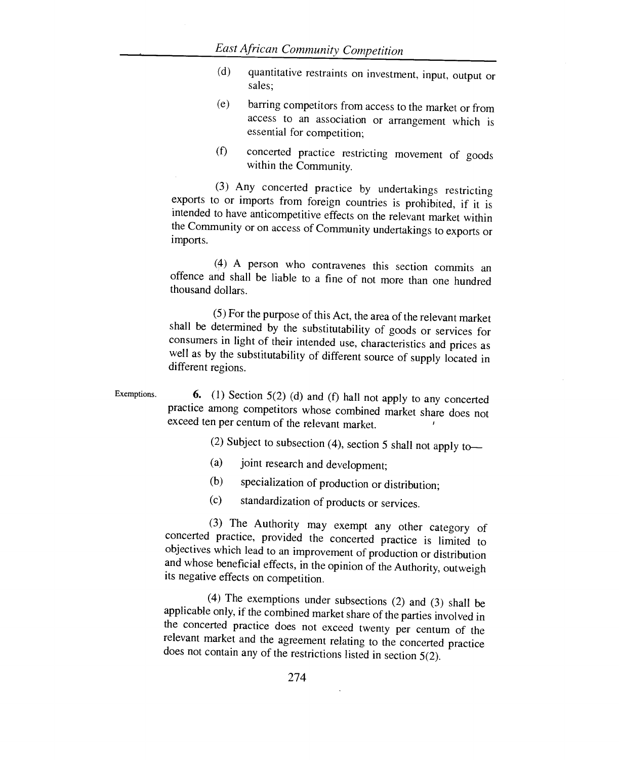(d) quantitative restraints on investment, input, output or sales;

(e) barring competitors from access to the market or from access to an association or arrangement which is essential for competition;

(f) concerted practice restricting movement of goods within the Community.

(3) Any concerted practice by undertakings restricting exports to or imports from foreign countries is prohibited, if it is intended to have anticompetitive effects on the relevant market within the Community or on access of Community undertakings to exports or imports.

(4) A person who contravenes this section commits an offence and shall be liable to a fine of not more than one hundred thousand dollars.

(5) For the purpose of this Act, the area of the relevant market shall be determined by the substitutability of goods or services for consumers in light of their intended use, characteristics and prices as well as by the substitutability of different source of supply located in different regions.

Exemptions.

**6.** (1) Section 5(2) (d) and (f) hall not apply to any concerted practice among competitors whose combined market share does not exceed ten per centum of the relevant market.

(2) Subject to subsection (4), section 5 shall not apply to—

(a) joint research and development;

(b) specialization of production or distribution;

(c) standardization of products or services.

(3) The Authority may exempt any other category of concerted practice, provided the concerted practice is limited to objectives which lead to an improvement of production or distribution and whose beneficial effects, in the opinion of the Authority, outweigh its negative effects on competition.

(4) The exemptions under subsections (2) and (3) shall be applicable only, if the combined market share of the parties involved in the concerted practice does not exceed twenty per centum of the relevant market and the agreement relating to the concerted practice does not contain any of the restrictions listed in section 5(2).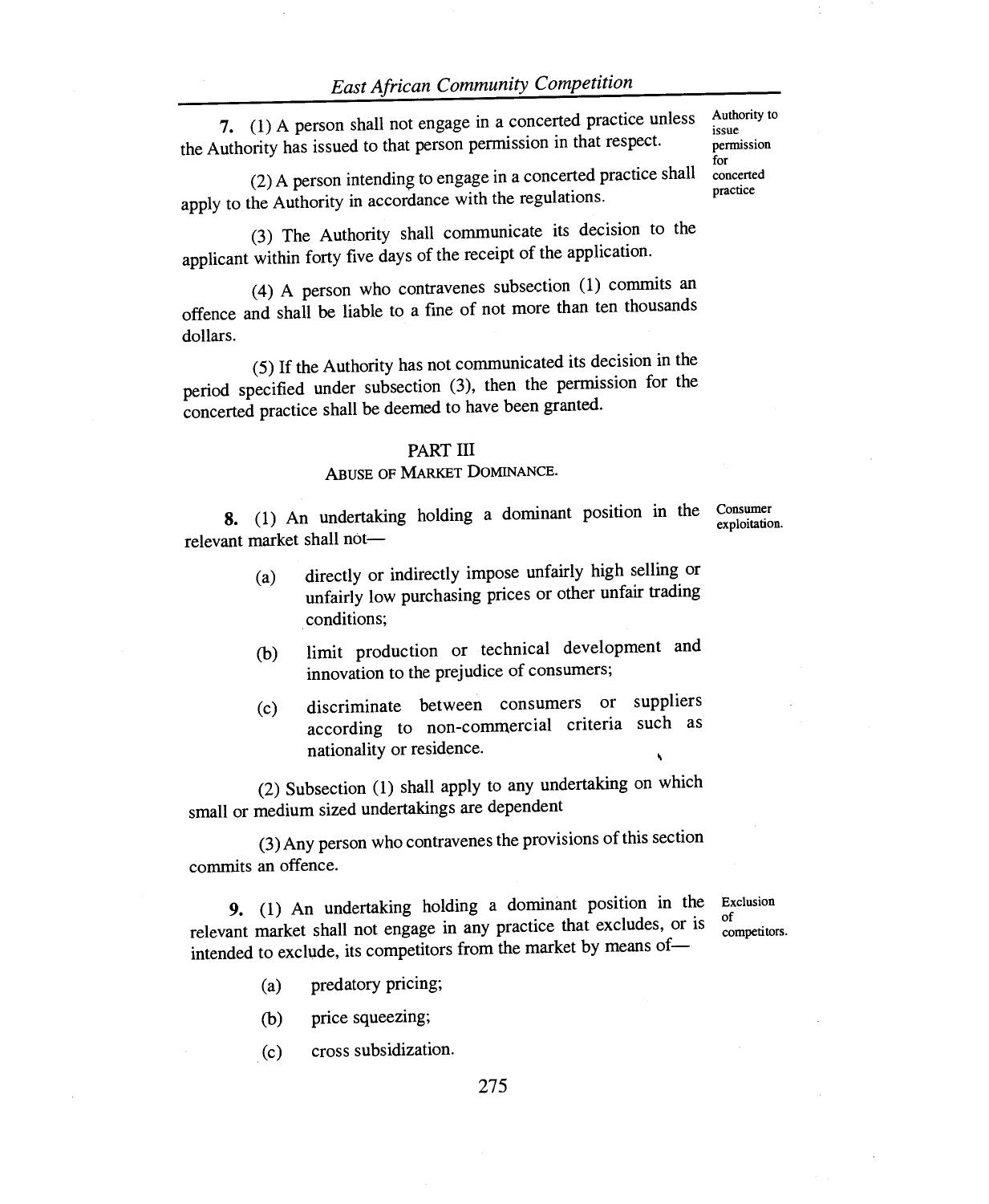**7.** (1) A person shall not engage in a concerted practice unless the Authority has issued to that person permission in that respect.

*Authority to issue permission for concerted practice*

(2) A person intending to engage in a concerted practice shall apply to the Authority in accordance with the regulations.

(3) The Authority shall communicate its decision to the applicant within forty five days of the receipt of the application.

(4) A person who contravenes subsection (1) commits an offence and shall be liable to a fine of not more than ten thousands dollars.

(5) If the Authority has not communicated its decision in the period specified under subsection (3), then the permission for the concerted practice shall be deemed to have been granted.

## PART III

### ABUSE OF MARKET DOMINANCE.

**8.** (1) An undertaking holding a dominant position in the relevant market shall not—

*Consumer exploitation.*

(a) directly or indirectly impose unfairly high selling or unfairly low purchasing prices or other unfair trading conditions;

(b) limit production or technical development and innovation to the prejudice of consumers;

(c) discriminate between consumers or suppliers according to non-commercial criteria such as nationality or residence.

(2) Subsection (1) shall apply to any undertaking on which small or medium sized undertakings are dependent

(3) Any person who contravenes the provisions of this section commits an offence.

**9.** (1) An undertaking holding a dominant position in the relevant market shall not engage in any practice that excludes, or is intended to exclude, its competitors from the market by means of—

*Exclusion of competitors.*

(a) predatory pricing;

(b) price squeezing;

(c) cross subsidization.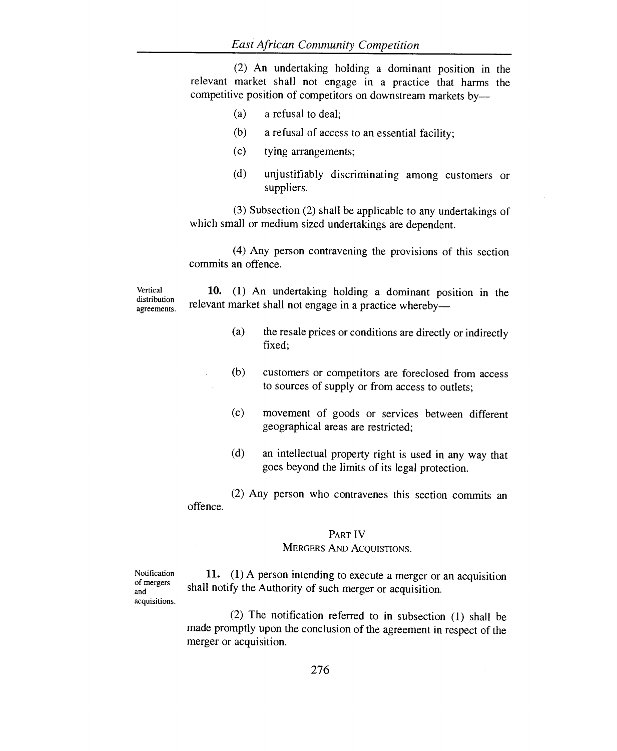(2) An undertaking holding a dominant position in the relevant market shall not engage in a practice that harms the competitive position of competitors on downstream markets by—

(a) a refusal to deal;

(b) a refusal of access to an essential facility;

(c) tying arrangements;

(d) unjustifiably discriminating among customers or suppliers.

(3) Subsection (2) shall be applicable to any undertakings of which small or medium sized undertakings are dependent.

(4) Any person contravening the provisions of this section commits an offence.

Vertical distribution agreements.

**10.** (1) An undertaking holding a dominant position in the relevant market shall not engage in a practice whereby—

(a) the resale prices or conditions are directly or indirectly fixed;

(b) customers or competitors are foreclosed from access to sources of supply or from access to outlets;

(c) movement of goods or services between different geographical areas are restricted;

(d) an intellectual property right is used in any way that goes beyond the limits of its legal protection.

(2) Any person who contravenes this section commits an offence.

## PART IV
## MERGERS AND ACQUISTIONS.

Notification of mergers and acquisitions.

**11.** (1) A person intending to execute a merger or an acquisition shall notify the Authority of such merger or acquisition.

(2) The notification referred to in subsection (1) shall be made promptly upon the conclusion of the agreement in respect of the merger or acquisition.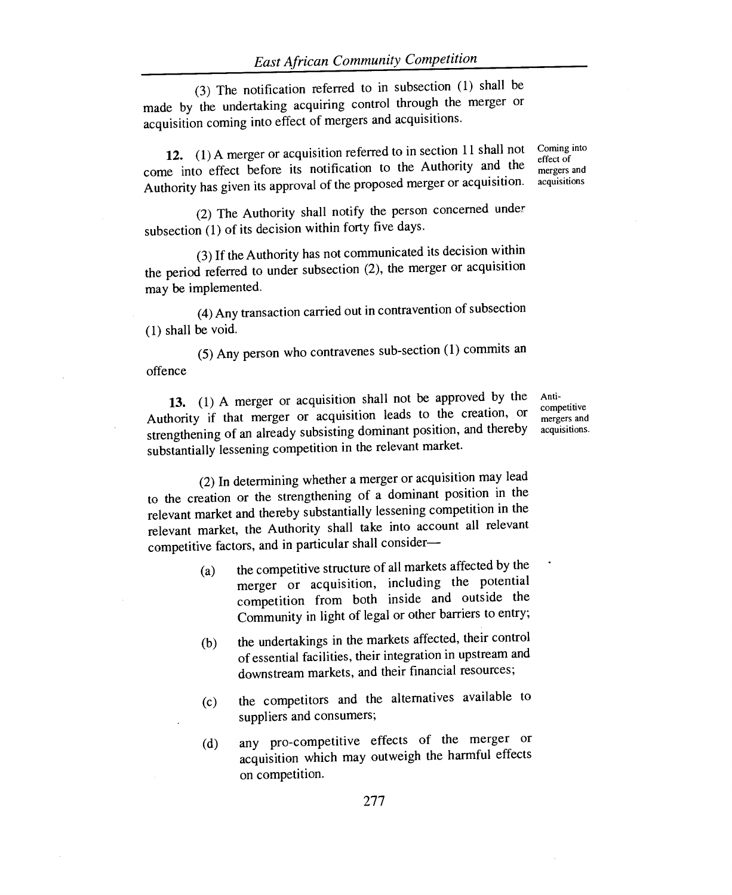(3) The notification referred to in subsection (1) shall be made by the undertaking acquiring control through the merger or acquisition coming into effect of mergers and acquisitions.

*Coming into effect of mergers and acquisitions*

**12.** (1) A merger or acquisition referred to in section 11 shall not come into effect before its notification to the Authority and the Authority has given its approval of the proposed merger or acquisition.

(2) The Authority shall notify the person concerned under subsection (1) of its decision within forty five days.

(3) If the Authority has not communicated its decision within the period referred to under subsection (2), the merger or acquisition may be implemented.

(4) Any transaction carried out in contravention of subsection (1) shall be void.

(5) Any person who contravenes sub-section (1) commits an offence

*Anti-competitive mergers and acquisitions.*

**13.** (1) A merger or acquisition shall not be approved by the Authority if that merger or acquisition leads to the creation, or strengthening of an already subsisting dominant position, and thereby substantially lessening competition in the relevant market.

(2) In determining whether a merger or acquisition may lead to the creation or the strengthening of a dominant position in the relevant market and thereby substantially lessening competition in the relevant market, the Authority shall take into account all relevant competitive factors, and in particular shall consider—

(a) the competitive structure of all markets affected by the merger or acquisition, including the potential competition from both inside and outside the Community in light of legal or other barriers to entry;

(b) the undertakings in the markets affected, their control of essential facilities, their integration in upstream and downstream markets, and their financial resources;

(c) the competitors and the alternatives available to suppliers and consumers;

(d) any pro-competitive effects of the merger or acquisition which may outweigh the harmful effects on competition.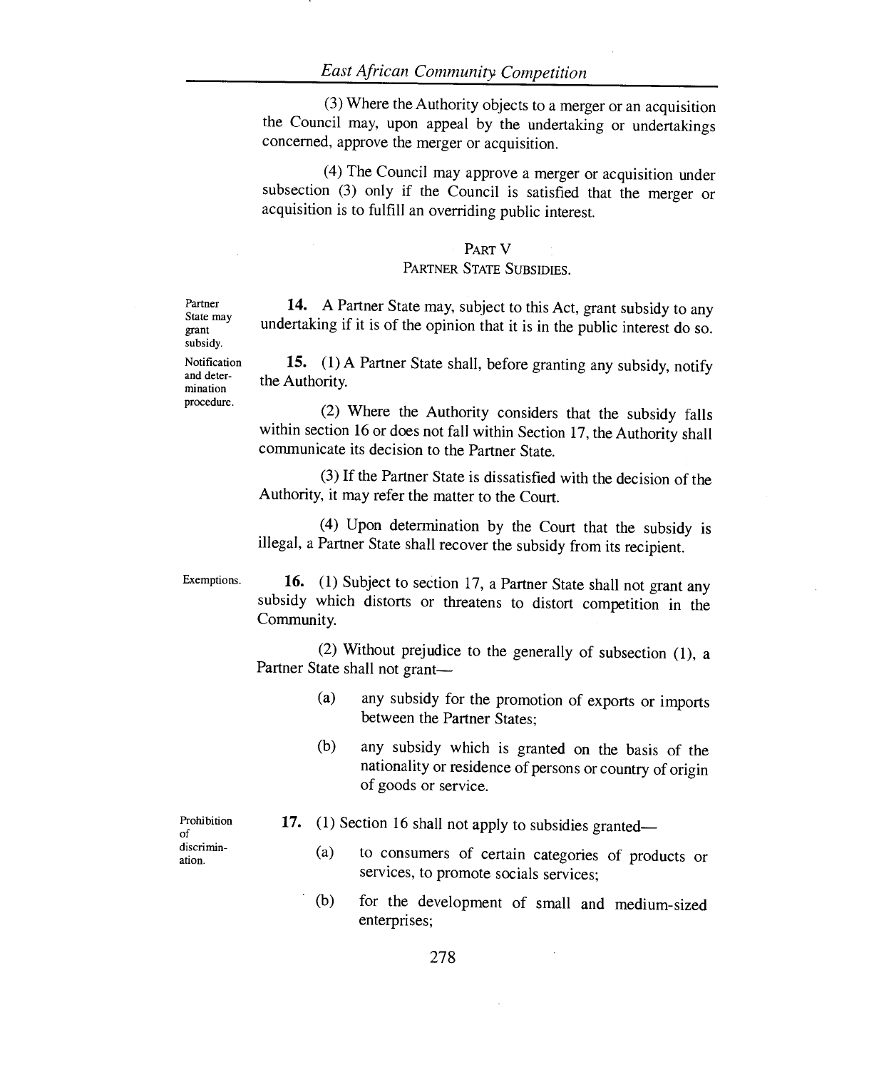(3) Where the Authority objects to a merger or an acquisition the Council may, upon appeal by the undertaking or undertakings concerned, approve the merger or acquisition.

(4) The Council may approve a merger or acquisition under subsection (3) only if the Council is satisfied that the merger or acquisition is to fulfill an overriding public interest.

## PART V
## PARTNER STATE SUBSIDIES.

*Partner State may grant subsidy.*

**14.** A Partner State may, subject to this Act, grant subsidy to any undertaking if it is of the opinion that it is in the public interest do so.

*Notification and determination procedure.*

**15.** (1) A Partner State shall, before granting any subsidy, notify the Authority.

(2) Where the Authority considers that the subsidy falls within section 16 or does not fall within Section 17, the Authority shall communicate its decision to the Partner State.

(3) If the Partner State is dissatisfied with the decision of the Authority, it may refer the matter to the Court.

(4) Upon determination by the Court that the subsidy is illegal, a Partner State shall recover the subsidy from its recipient.

*Exemptions.*

**16.** (1) Subject to section 17, a Partner State shall not grant any subsidy which distorts or threatens to distort competition in the Community.

(2) Without prejudice to the generally of subsection (1), a Partner State shall not grant—

(a) any subsidy for the promotion of exports or imports between the Partner States;

(b) any subsidy which is granted on the basis of the nationality or residence of persons or country of origin of goods or service.

*Prohibition of discrimination.*

**17.** (1) Section 16 shall not apply to subsidies granted—

(a) to consumers of certain categories of products or services, to promote socials services;

(b) for the development of small and medium-sized enterprises;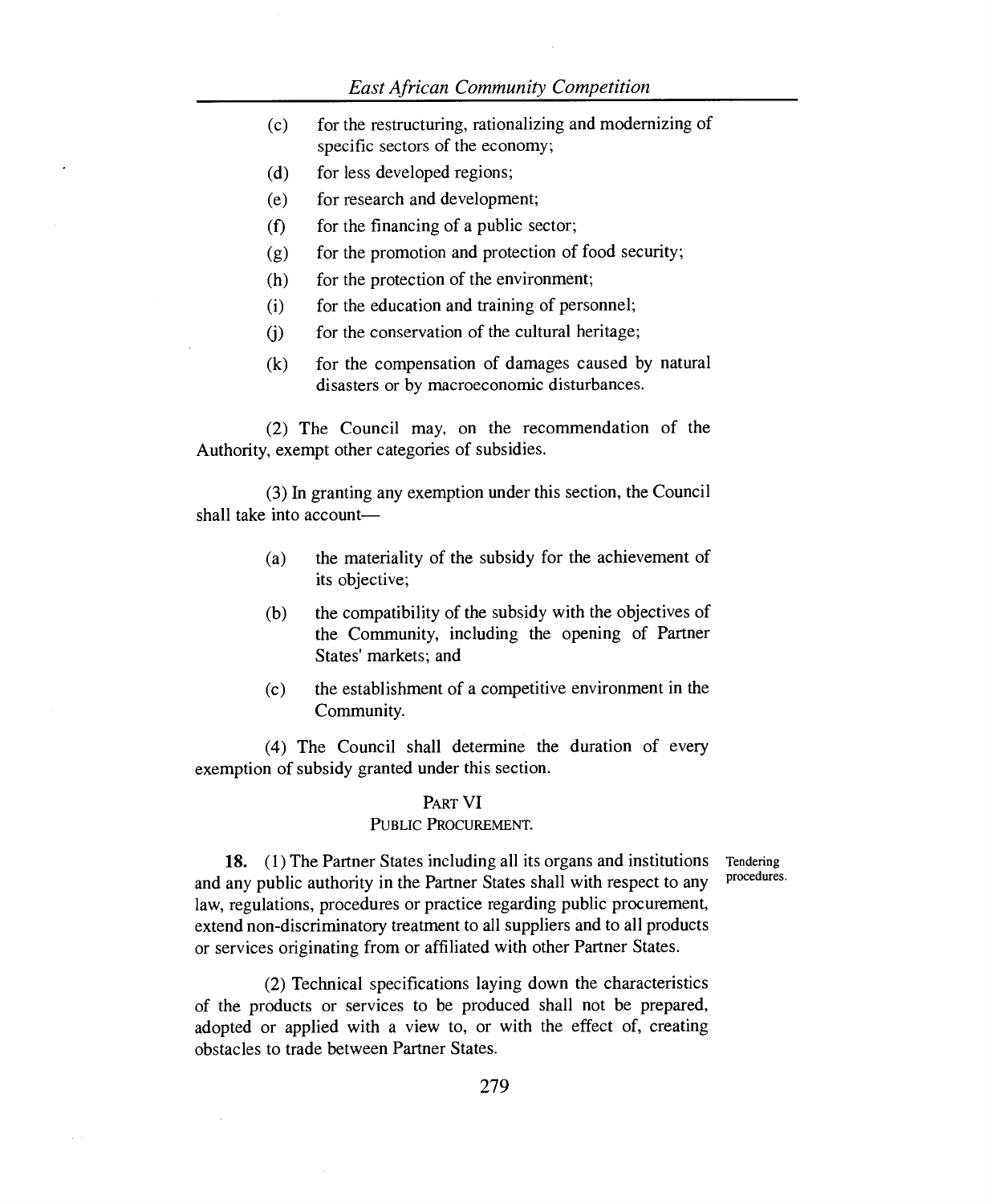(c) for the restructuring, rationalizing and modernizing of specific sectors of the economy;

(d) for less developed regions;

(e) for research and development;

(f) for the financing of a public sector;

(g) for the promotion and protection of food security;

(h) for the protection of the environment;

(i) for the education and training of personnel;

(j) for the conservation of the cultural heritage;

(k) for the compensation of damages caused by natural disasters or by macroeconomic disturbances.

(2) The Council may, on the recommendation of the Authority, exempt other categories of subsidies.

(3) In granting any exemption under this section, the Council shall take into account—

(a) the materiality of the subsidy for the achievement of its objective;

(b) the compatibility of the subsidy with the objectives of the Community, including the opening of Partner States' markets; and

(c) the establishment of a competitive environment in the Community.

(4) The Council shall determine the duration of every exemption of subsidy granted under this section.

## PART VI
## PUBLIC PROCUREMENT.

*Tendering procedures.*

**18.** (1) The Partner States including all its organs and institutions and any public authority in the Partner States shall with respect to any law, regulations, procedures or practice regarding public procurement, extend non-discriminatory treatment to all suppliers and to all products or services originating from or affiliated with other Partner States.

(2) Technical specifications laying down the characteristics of the products or services to be produced shall not be prepared, adopted or applied with a view to, or with the effect of, creating obstacles to trade between Partner States.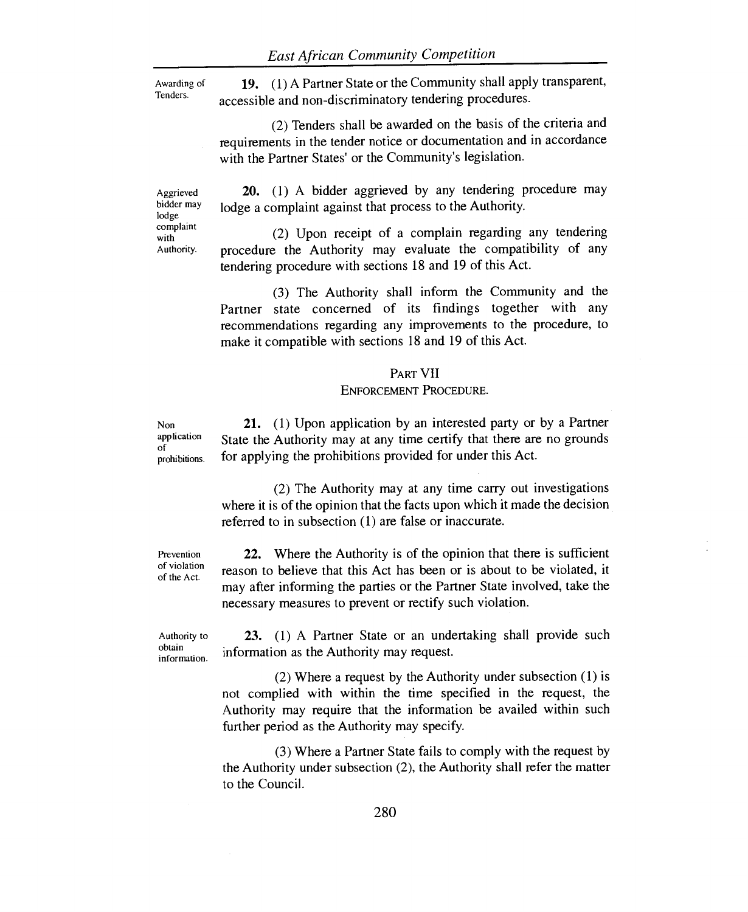Awarding of Tenders.

**19.** (1) A Partner State or the Community shall apply transparent, accessible and non-discriminatory tendering procedures.

(2) Tenders shall be awarded on the basis of the criteria and requirements in the tender notice or documentation and in accordance with the Partner States' or the Community's legislation.

Aggrieved bidder may lodge complaint with Authority.

**20.** (1) A bidder aggrieved by any tendering procedure may lodge a complaint against that process to the Authority.

(2) Upon receipt of a complain regarding any tendering procedure the Authority may evaluate the compatibility of any tendering procedure with sections 18 and 19 of this Act.

(3) The Authority shall inform the Community and the Partner state concerned of its findings together with any recommendations regarding any improvements to the procedure, to make it compatible with sections 18 and 19 of this Act.

## PART VII
## ENFORCEMENT PROCEDURE.

Non application of prohibitions.

**21.** (1) Upon application by an interested party or by a Partner State the Authority may at any time certify that there are no grounds for applying the prohibitions provided for under this Act.

(2) The Authority may at any time carry out investigations where it is of the opinion that the facts upon which it made the decision referred to in subsection (1) are false or inaccurate.

Prevention of violation of the Act.

**22.** Where the Authority is of the opinion that there is sufficient reason to believe that this Act has been or is about to be violated, it may after informing the parties or the Partner State involved, take the necessary measures to prevent or rectify such violation.

Authority to obtain information.

**23.** (1) A Partner State or an undertaking shall provide such information as the Authority may request.

(2) Where a request by the Authority under subsection (1) is not complied with within the time specified in the request, the Authority may require that the information be availed within such further period as the Authority may specify.

(3) Where a Partner State fails to comply with the request by the Authority under subsection (2), the Authority shall refer the matter to the Council.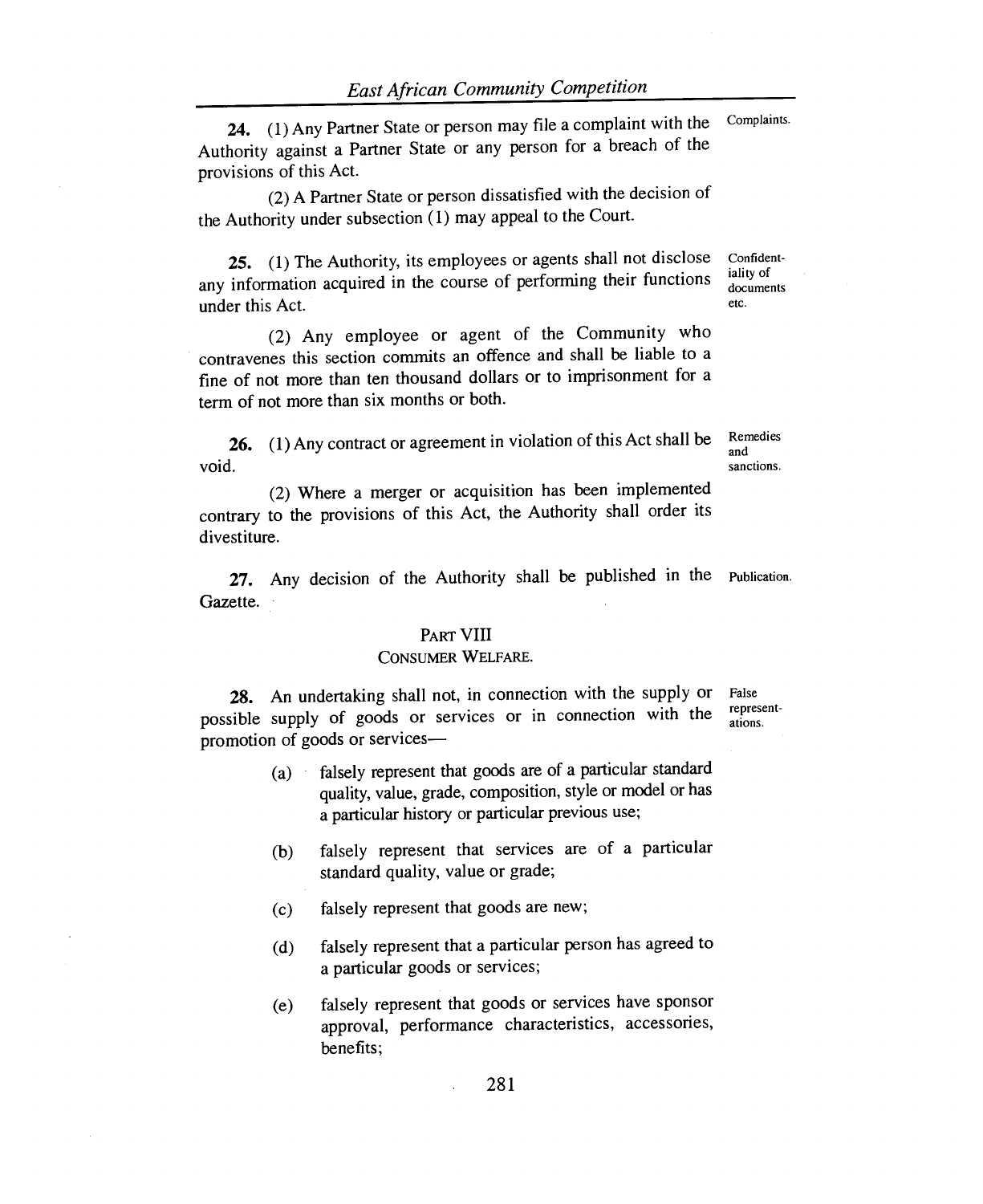**24.** (1) Any Partner State or person may file a complaint with the Authority against a Partner State or any person for a breach of the provisions of this Act. Complaints.

(2) A Partner State or person dissatisfied with the decision of the Authority under subsection (1) may appeal to the Court.

**25.** (1) The Authority, its employees or agents shall not disclose any information acquired in the course of performing their functions under this Act. Confidentiality of documents etc.

(2) Any employee or agent of the Community who contravenes this section commits an offence and shall be liable to a fine of not more than ten thousand dollars or to imprisonment for a term of not more than six months or both.

**26.** (1) Any contract or agreement in violation of this Act shall be void. Remedies and sanctions.

(2) Where a merger or acquisition has been implemented contrary to the provisions of this Act, the Authority shall order its divestiture.

**27.** Any decision of the Authority shall be published in the Gazette. Publication.

## PART VIII
### CONSUMER WELFARE.

**28.** An undertaking shall not, in connection with the supply or possible supply of goods or services or in connection with the promotion of goods or services— False representations.

(a) falsely represent that goods are of a particular standard quality, value, grade, composition, style or model or has a particular history or particular previous use;

(b) falsely represent that services are of a particular standard quality, value or grade;

(c) falsely represent that goods are new;

(d) falsely represent that a particular person has agreed to a particular goods or services;

(e) falsely represent that goods or services have sponsor approval, performance characteristics, accessories, benefits;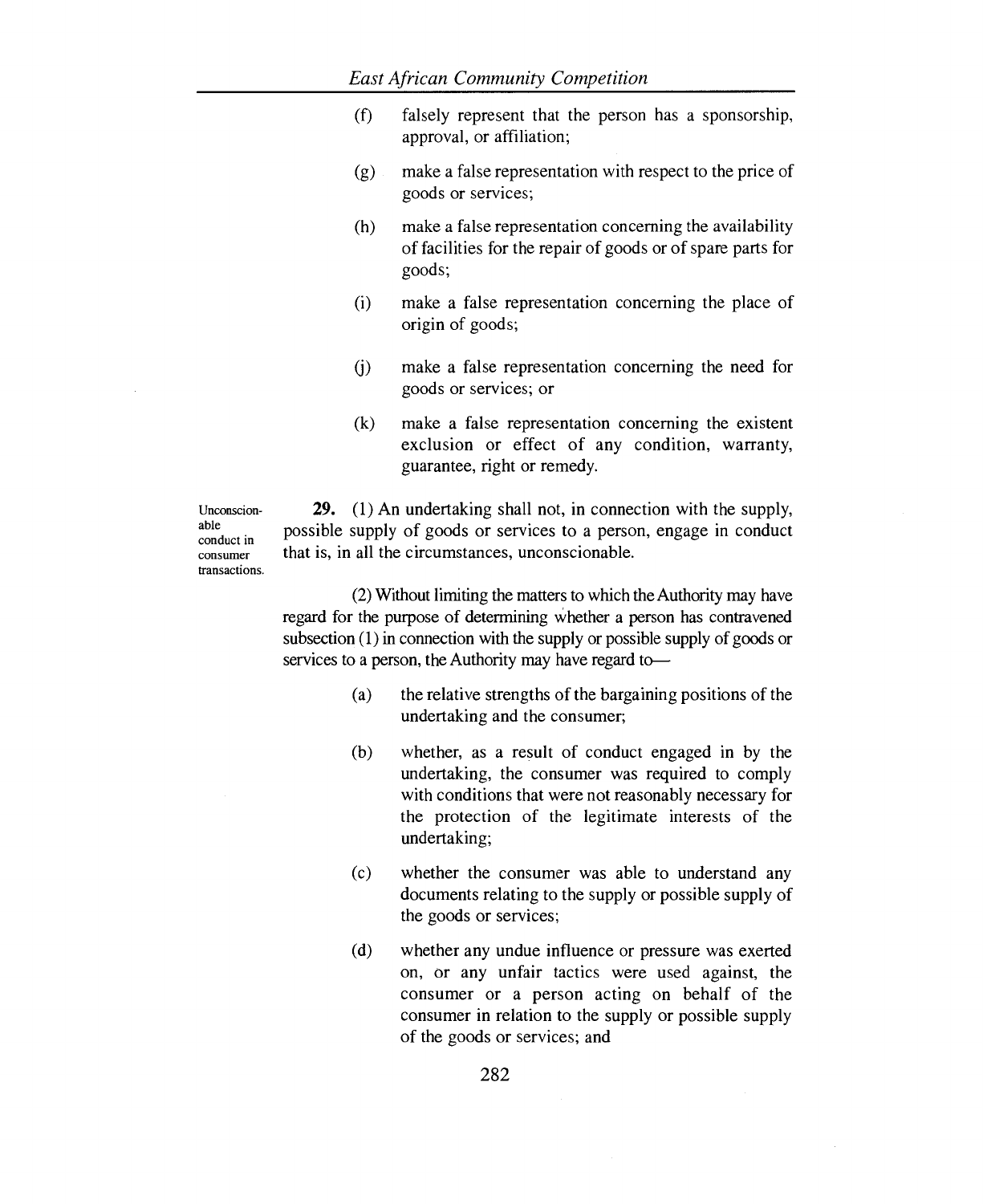(f) falsely represent that the person has a sponsorship, approval, or affiliation;

(g) make a false representation with respect to the price of goods or services;

(h) make a false representation concerning the availability of facilities for the repair of goods or of spare parts for goods;

(i) make a false representation concerning the place of origin of goods;

(j) make a false representation concerning the need for goods or services; or

(k) make a false representation concerning the existent exclusion or effect of any condition, warranty, guarantee, right or remedy.

*Unconscionable conduct in consumer transactions.*

**29.** (1) An undertaking shall not, in connection with the supply, possible supply of goods or services to a person, engage in conduct that is, in all the circumstances, unconscionable.

(2) Without limiting the matters to which the Authority may have regard for the purpose of determining whether a person has contravened subsection (1) in connection with the supply or possible supply of goods or services to a person, the Authority may have regard to—

(a) the relative strengths of the bargaining positions of the undertaking and the consumer;

(b) whether, as a result of conduct engaged in by the undertaking, the consumer was required to comply with conditions that were not reasonably necessary for the protection of the legitimate interests of the undertaking;

(c) whether the consumer was able to understand any documents relating to the supply or possible supply of the goods or services;

(d) whether any undue influence or pressure was exerted on, or any unfair tactics were used against, the consumer or a person acting on behalf of the consumer in relation to the supply or possible supply of the goods or services; and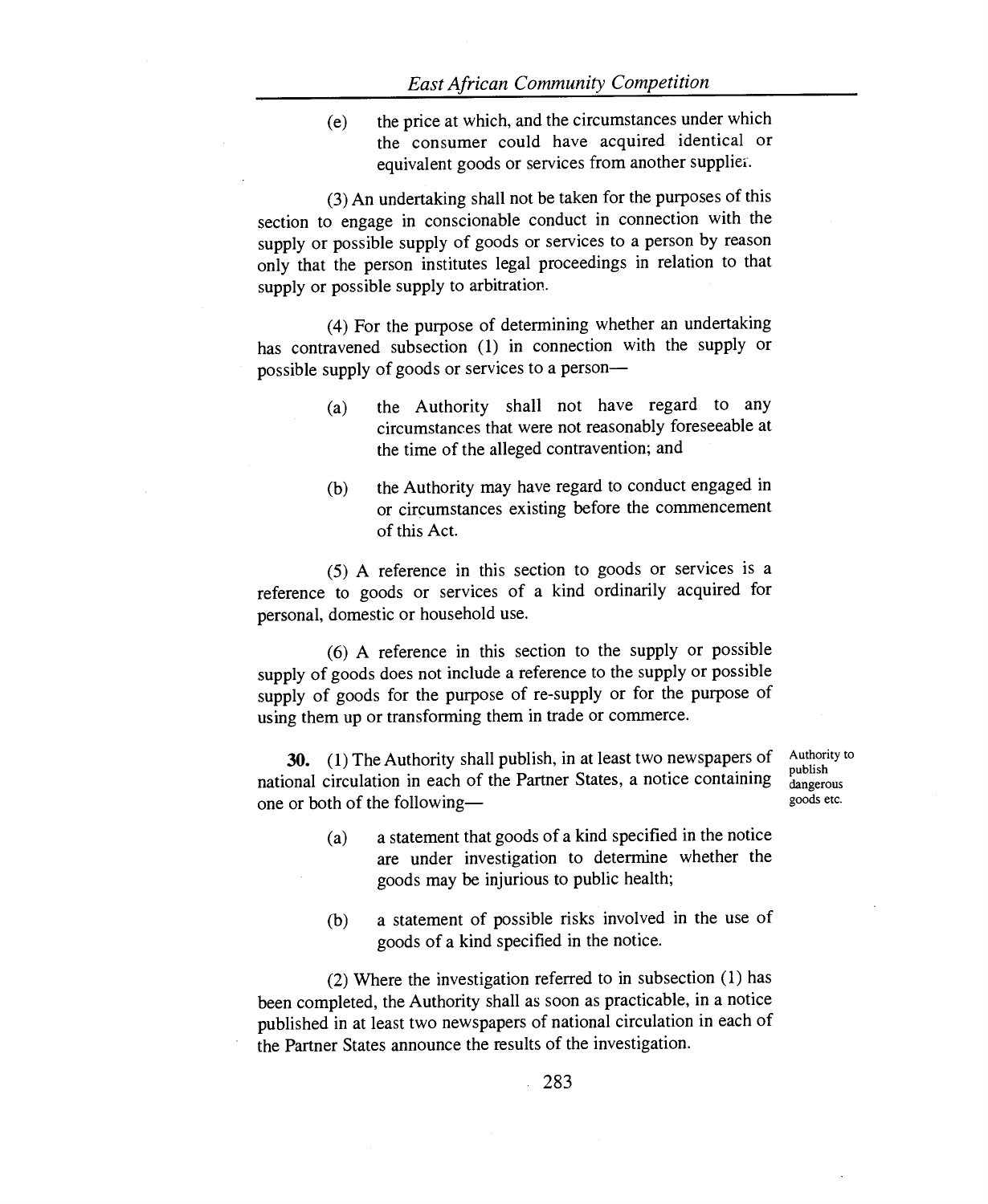(e) the price at which, and the circumstances under which the consumer could have acquired identical or equivalent goods or services from another supplier.

(3) An undertaking shall not be taken for the purposes of this section to engage in conscionable conduct in connection with the supply or possible supply of goods or services to a person by reason only that the person institutes legal proceedings in relation to that supply or possible supply to arbitration.

(4) For the purpose of determining whether an undertaking has contravened subsection (1) in connection with the supply or possible supply of goods or services to a person—

(a) the Authority shall not have regard to any circumstances that were not reasonably foreseeable at the time of the alleged contravention; and

(b) the Authority may have regard to conduct engaged in or circumstances existing before the commencement of this Act.

(5) A reference in this section to goods or services is a reference to goods or services of a kind ordinarily acquired for personal, domestic or household use.

(6) A reference in this section to the supply or possible supply of goods does not include a reference to the supply or possible supply of goods for the purpose of re-supply or for the purpose of using them up or transforming them in trade or commerce.

*Authority to publish dangerous goods etc.*

**30.** (1) The Authority shall publish, in at least two newspapers of national circulation in each of the Partner States, a notice containing one or both of the following—

(a) a statement that goods of a kind specified in the notice are under investigation to determine whether the goods may be injurious to public health;

(b) a statement of possible risks involved in the use of goods of a kind specified in the notice.

(2) Where the investigation referred to in subsection (1) has been completed, the Authority shall as soon as practicable, in a notice published in at least two newspapers of national circulation in each of the Partner States announce the results of the investigation.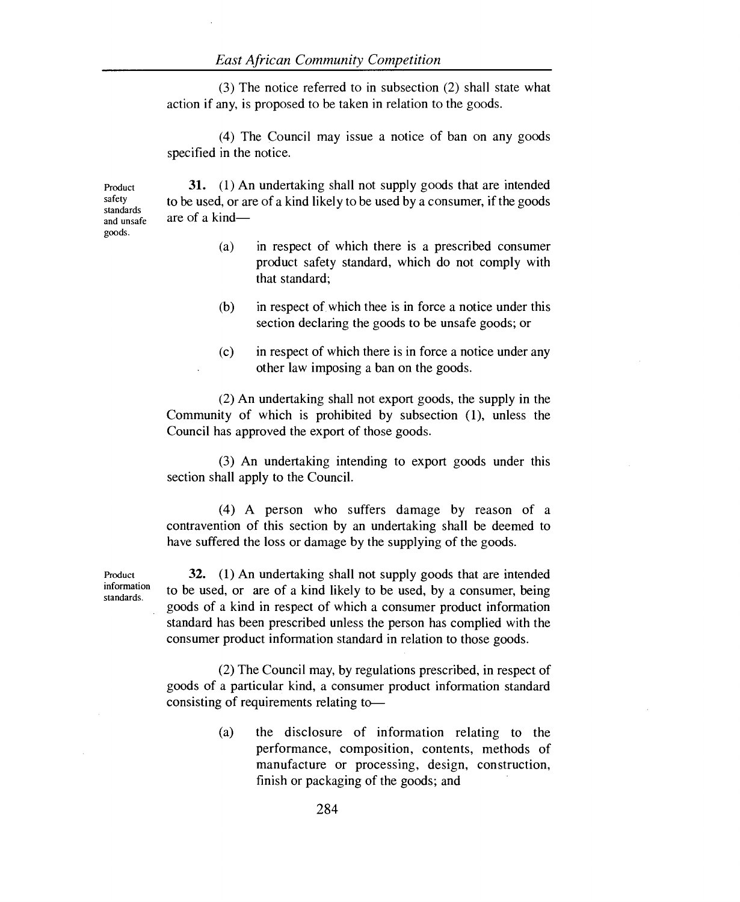(3) The notice referred to in subsection (2) shall state what action if any, is proposed to be taken in relation to the goods.

(4) The Council may issue a notice of ban on any goods specified in the notice.

Product safety standards and unsafe goods.

**31.** (1) An undertaking shall not supply goods that are intended to be used, or are of a kind likely to be used by a consumer, if the goods are of a kind—

(a) in respect of which there is a prescribed consumer product safety standard, which do not comply with that standard;

(b) in respect of which thee is in force a notice under this section declaring the goods to be unsafe goods; or

(c) in respect of which there is in force a notice under any other law imposing a ban on the goods.

(2) An undertaking shall not export goods, the supply in the Community of which is prohibited by subsection (1), unless the Council has approved the export of those goods.

(3) An undertaking intending to export goods under this section shall apply to the Council.

(4) A person who suffers damage by reason of a contravention of this section by an undertaking shall be deemed to have suffered the loss or damage by the supplying of the goods.

Product information standards.

**32.** (1) An undertaking shall not supply goods that are intended to be used, or are of a kind likely to be used, by a consumer, being goods of a kind in respect of which a consumer product information standard has been prescribed unless the person has complied with the consumer product information standard in relation to those goods.

(2) The Council may, by regulations prescribed, in respect of goods of a particular kind, a consumer product information standard consisting of requirements relating to—

(a) the disclosure of information relating to the performance, composition, contents, methods of manufacture or processing, design, construction, finish or packaging of the goods; and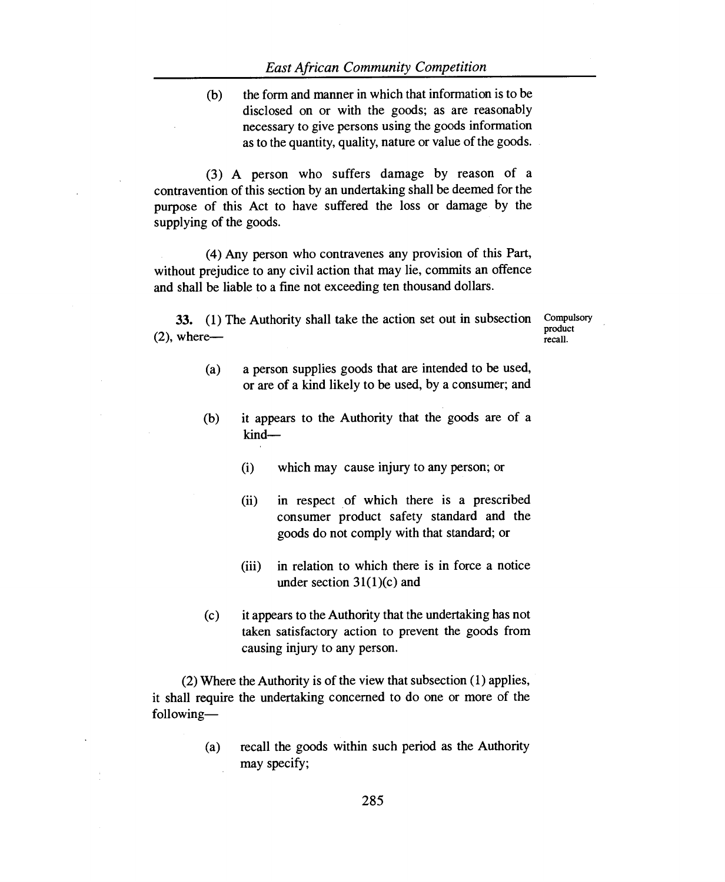(b) the form and manner in which that information is to be disclosed on or with the goods; as are reasonably necessary to give persons using the goods information as to the quantity, quality, nature or value of the goods.

(3) A person who suffers damage by reason of a contravention of this section by an undertaking shall be deemed for the purpose of this Act to have suffered the loss or damage by the supplying of the goods.

(4) Any person who contravenes any provision of this Part, without prejudice to any civil action that may lie, commits an offence and shall be liable to a fine not exceeding ten thousand dollars.

*Compulsory product recall.*

**33.** (1) The Authority shall take the action set out in subsection (2), where—

(a) a person supplies goods that are intended to be used, or are of a kind likely to be used, by a consumer; and

(b) it appears to the Authority that the goods are of a kind—

(i) which may cause injury to any person; or

(ii) in respect of which there is a prescribed consumer product safety standard and the goods do not comply with that standard; or

(iii) in relation to which there is in force a notice under section 31(1)(c) and

(c) it appears to the Authority that the undertaking has not taken satisfactory action to prevent the goods from causing injury to any person.

(2) Where the Authority is of the view that subsection (1) applies, it shall require the undertaking concerned to do one or more of the following—

(a) recall the goods within such period as the Authority may specify;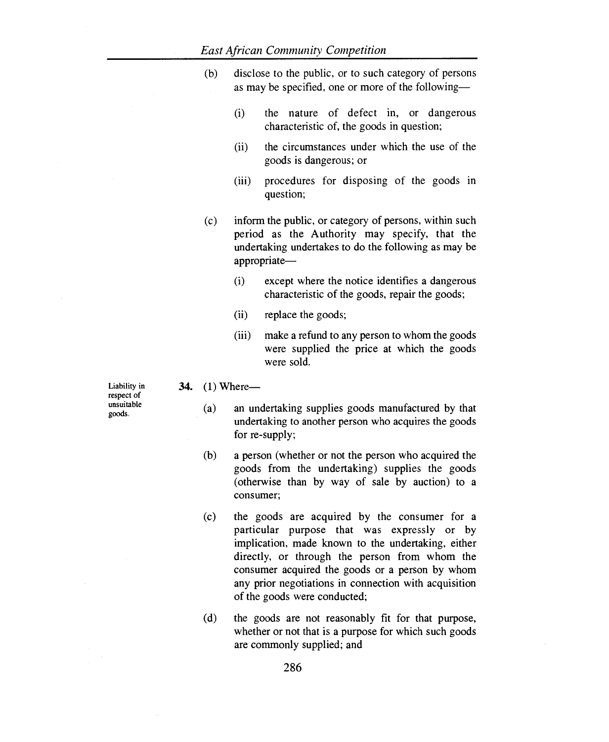(b) disclose to the public, or to such category of persons as may be specified, one or more of the following—

  (i) the nature of defect in, or dangerous characteristic of, the goods in question;

  (ii) the circumstances under which the use of the goods is dangerous; or

  (iii) procedures for disposing of the goods in question;

(c) inform the public, or category of persons, within such period as the Authority may specify, that the undertaking undertakes to do the following as may be appropriate—

  (i) except where the notice identifies a dangerous characteristic of the goods, repair the goods;

  (ii) replace the goods;

  (iii) make a refund to any person to whom the goods were supplied the price at which the goods were sold.

Liability in respect of unsuitable goods.

**34.** (1) Where—

(a) an undertaking supplies goods manufactured by that undertaking to another person who acquires the goods for re-supply;

(b) a person (whether or not the person who acquired the goods from the undertaking) supplies the goods (otherwise than by way of sale by auction) to a consumer;

(c) the goods are acquired by the consumer for a particular purpose that was expressly or by implication, made known to the undertaking, either directly, or through the person from whom the consumer acquired the goods or a person by whom any prior negotiations in connection with acquisition of the goods were conducted;

(d) the goods are not reasonably fit for that purpose, whether or not that is a purpose for which such goods are commonly supplied; and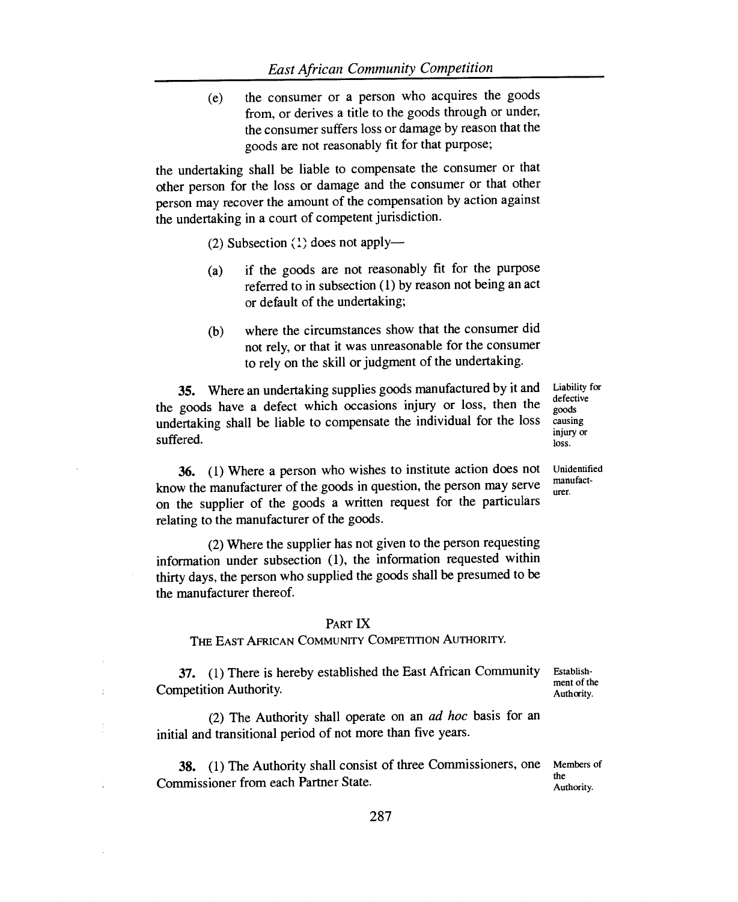(e) the consumer or a person who acquires the goods from, or derives a title to the goods through or under, the consumer suffers loss or damage by reason that the goods are not reasonably fit for that purpose;

the undertaking shall be liable to compensate the consumer or that other person for the loss or damage and the consumer or that other person may recover the amount of the compensation by action against the undertaking in a court of competent jurisdiction.

(2) Subsection (1) does not apply—

(a) if the goods are not reasonably fit for the purpose referred to in subsection (1) by reason not being an act or default of the undertaking;

(b) where the circumstances show that the consumer did not rely, or that it was unreasonable for the consumer to rely on the skill or judgment of the undertaking.

*Liability for defective goods causing injury or loss.*

**35.** Where an undertaking supplies goods manufactured by it and the goods have a defect which occasions injury or loss, then the undertaking shall be liable to compensate the individual for the loss suffered.

*Unidentified manufacturer.*

**36.** (1) Where a person who wishes to institute action does not know the manufacturer of the goods in question, the person may serve on the supplier of the goods a written request for the particulars relating to the manufacturer of the goods.

(2) Where the supplier has not given to the person requesting information under subsection (1), the information requested within thirty days, the person who supplied the goods shall be presumed to be the manufacturer thereof.

## PART IX

## THE EAST AFRICAN COMMUNITY COMPETITION AUTHORITY.

*Establishment of the Authority.*

**37.** (1) There is hereby established the East African Community Competition Authority.

(2) The Authority shall operate on an *ad hoc* basis for an initial and transitional period of not more than five years.

*Members of the Authority.*

**38.** (1) The Authority shall consist of three Commissioners, one Commissioner from each Partner State.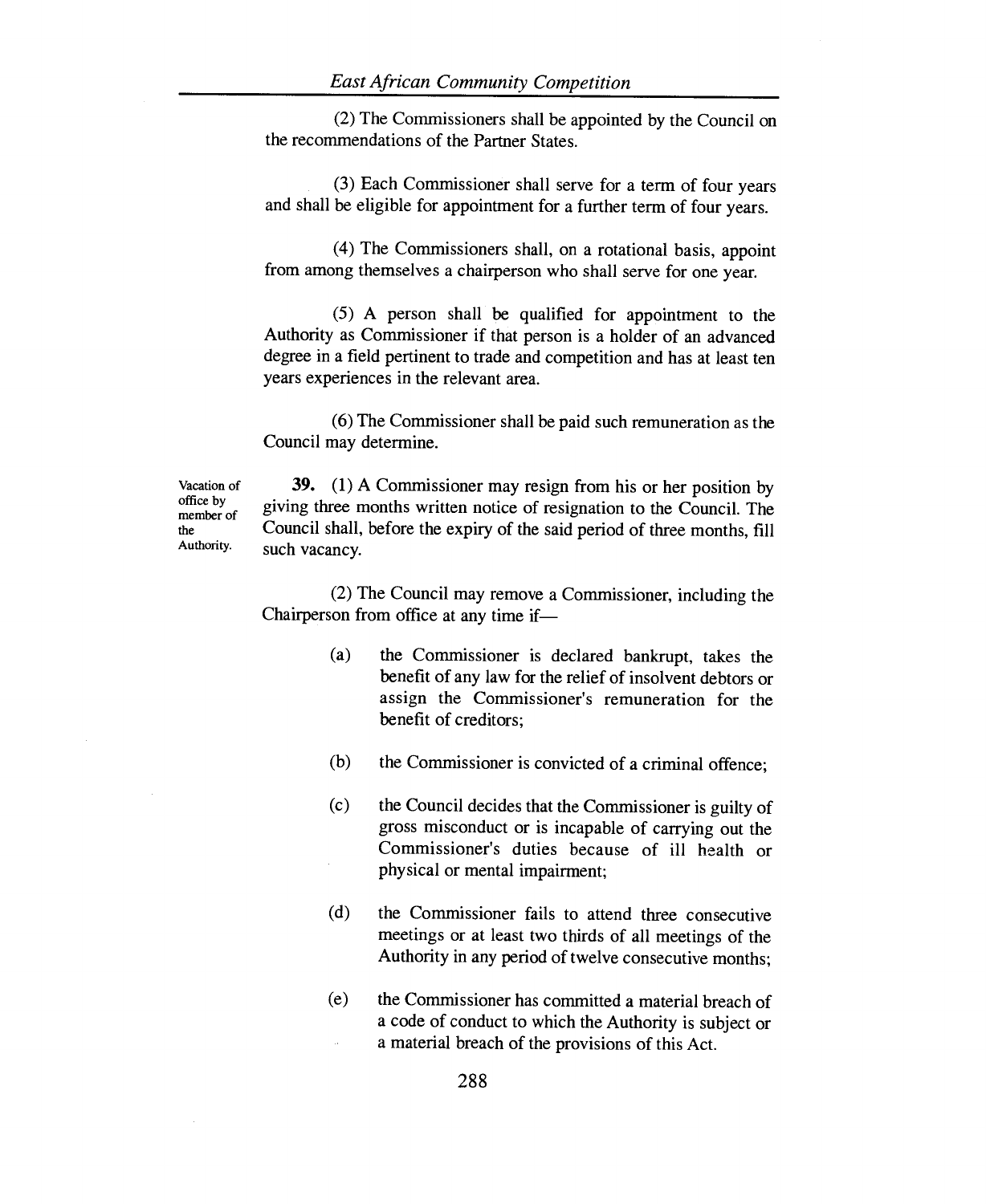(2) The Commissioners shall be appointed by the Council on the recommendations of the Partner States.

(3) Each Commissioner shall serve for a term of four years and shall be eligible for appointment for a further term of four years.

(4) The Commissioners shall, on a rotational basis, appoint from among themselves a chairperson who shall serve for one year.

(5) A person shall be qualified for appointment to the Authority as Commissioner if that person is a holder of an advanced degree in a field pertinent to trade and competition and has at least ten years experiences in the relevant area.

(6) The Commissioner shall be paid such remuneration as the Council may determine.

*Vacation of office by member of the Authority.*

**39.** (1) A Commissioner may resign from his or her position by giving three months written notice of resignation to the Council. The Council shall, before the expiry of the said period of three months, fill such vacancy.

(2) The Council may remove a Commissioner, including the Chairperson from office at any time if—

(a) the Commissioner is declared bankrupt, takes the benefit of any law for the relief of insolvent debtors or assign the Commissioner's remuneration for the benefit of creditors;

(b) the Commissioner is convicted of a criminal offence;

(c) the Council decides that the Commissioner is guilty of gross misconduct or is incapable of carrying out the Commissioner's duties because of ill health or physical or mental impairment;

(d) the Commissioner fails to attend three consecutive meetings or at least two thirds of all meetings of the Authority in any period of twelve consecutive months;

(e) the Commissioner has committed a material breach of a code of conduct to which the Authority is subject or a material breach of the provisions of this Act.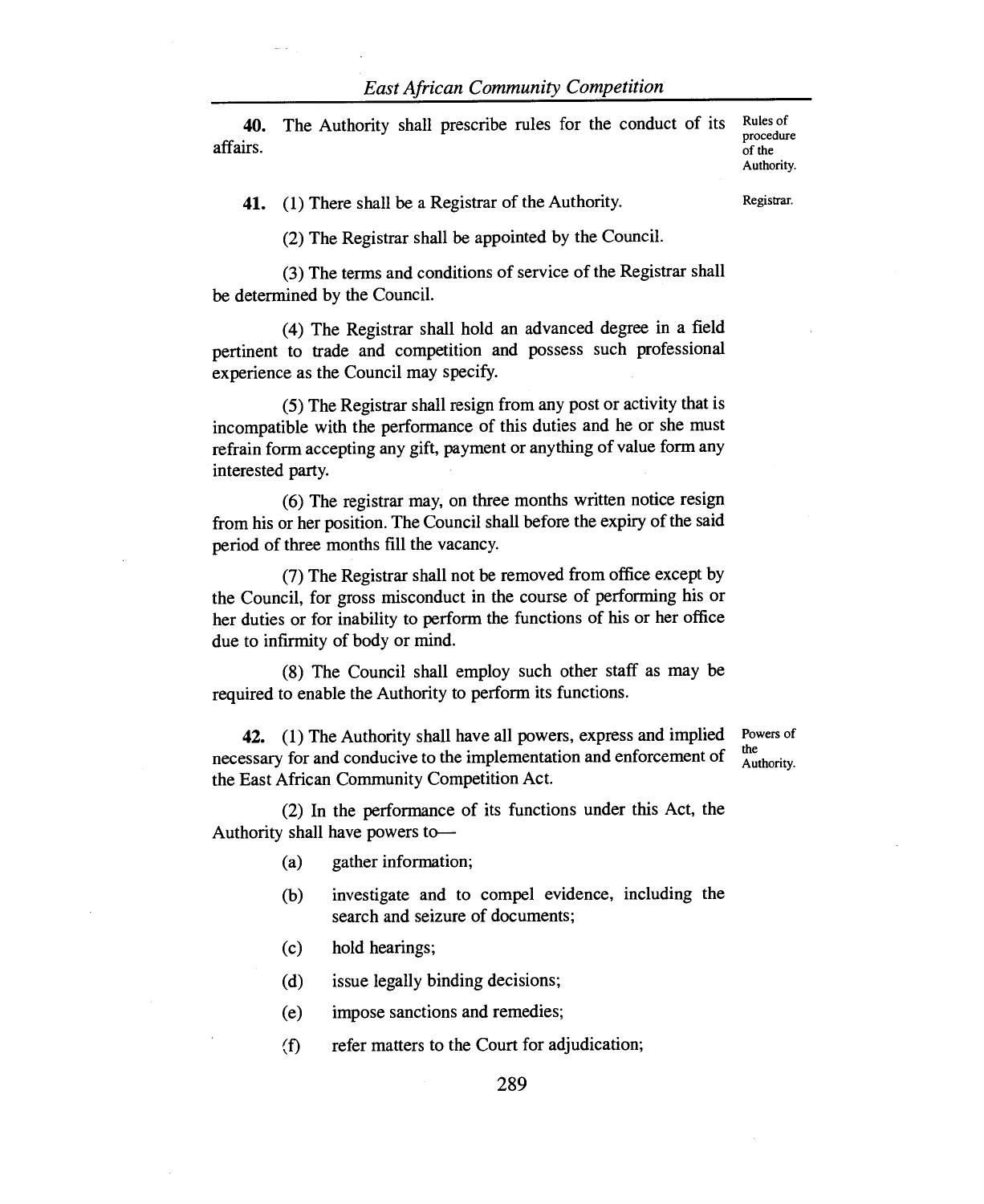**40.** The Authority shall prescribe rules for the conduct of its affairs.

Rules of procedure of the Authority.

**41.** (1) There shall be a Registrar of the Authority.

Registrar.

(2) The Registrar shall be appointed by the Council.

(3) The terms and conditions of service of the Registrar shall be determined by the Council.

(4) The Registrar shall hold an advanced degree in a field pertinent to trade and competition and possess such professional experience as the Council may specify.

(5) The Registrar shall resign from any post or activity that is incompatible with the performance of this duties and he or she must refrain form accepting any gift, payment or anything of value form any interested party.

(6) The registrar may, on three months written notice resign from his or her position. The Council shall before the expiry of the said period of three months fill the vacancy.

(7) The Registrar shall not be removed from office except by the Council, for gross misconduct in the course of performing his or her duties or for inability to perform the functions of his or her office due to infirmity of body or mind.

(8) The Council shall employ such other staff as may be required to enable the Authority to perform its functions.

**42.** (1) The Authority shall have all powers, express and implied necessary for and conducive to the implementation and enforcement of the East African Community Competition Act.

Powers of the Authority.

(2) In the performance of its functions under this Act, the Authority shall have powers to—

(a) gather information;

(b) investigate and to compel evidence, including the search and seizure of documents;

(c) hold hearings;

(d) issue legally binding decisions;

(e) impose sanctions and remedies;

(f) refer matters to the Court for adjudication;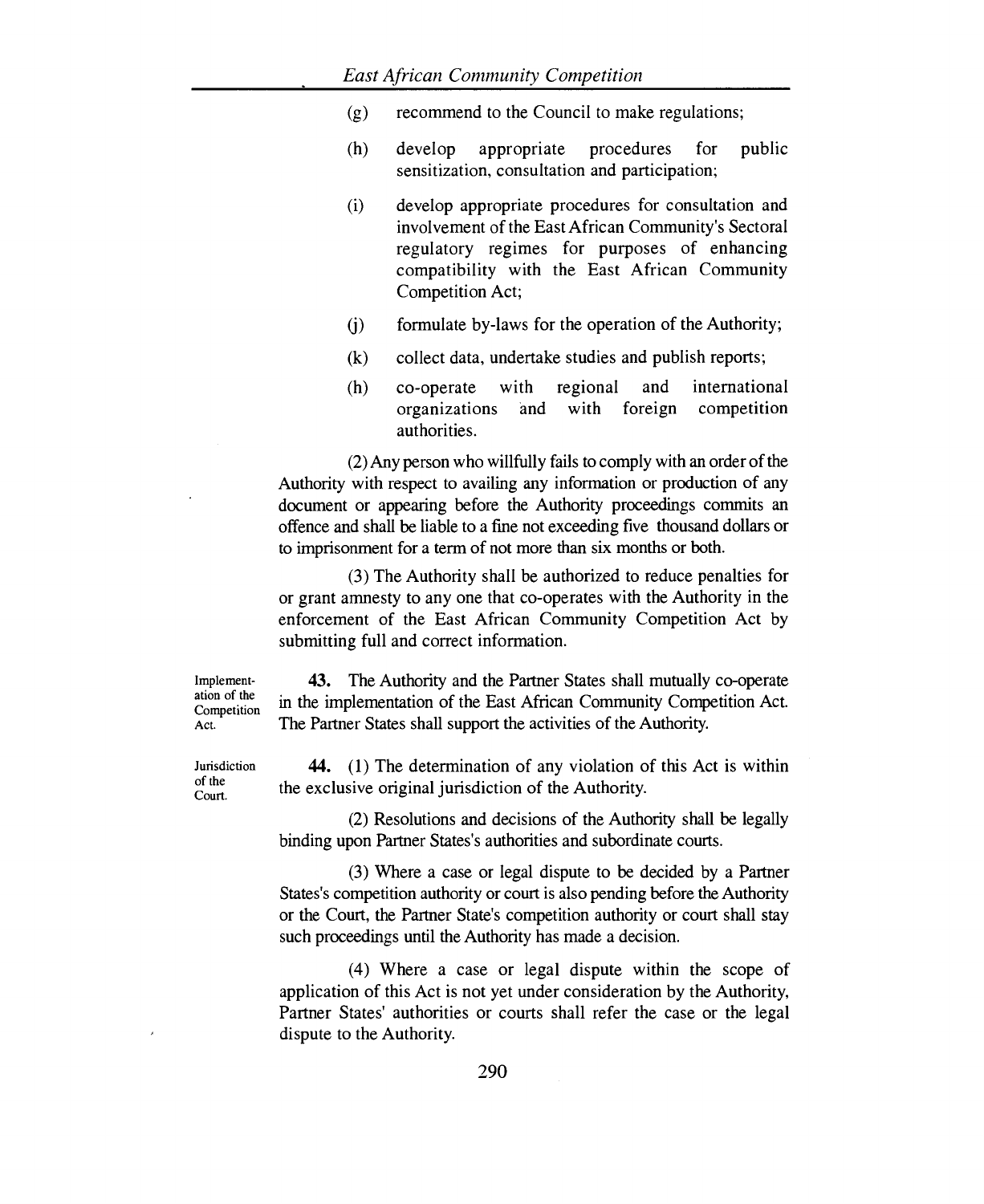(g) recommend to the Council to make regulations;

(h) develop appropriate procedures for public sensitization, consultation and participation;

(i) develop appropriate procedures for consultation and involvement of the East African Community's Sectoral regulatory regimes for purposes of enhancing compatibility with the East African Community Competition Act;

(j) formulate by-laws for the operation of the Authority;

(k) collect data, undertake studies and publish reports;

(h) co-operate with regional and international organizations and with foreign competition authorities.

(2) Any person who willfully fails to comply with an order of the Authority with respect to availing any information or production of any document or appearing before the Authority proceedings commits an offence and shall be liable to a fine not exceeding five thousand dollars or to imprisonment for a term of not more than six months or both.

(3) The Authority shall be authorized to reduce penalties for or grant amnesty to any one that co-operates with the Authority in the enforcement of the East African Community Competition Act by submitting full and correct information.

Implementation of the Competition Act.

**43.** The Authority and the Partner States shall mutually co-operate in the implementation of the East African Community Competition Act. The Partner States shall support the activities of the Authority.

Jurisdiction of the Court.

**44.** (1) The determination of any violation of this Act is within the exclusive original jurisdiction of the Authority.

(2) Resolutions and decisions of the Authority shall be legally binding upon Partner States's authorities and subordinate courts.

(3) Where a case or legal dispute to be decided by a Partner States's competition authority or court is also pending before the Authority or the Court, the Partner State's competition authority or court shall stay such proceedings until the Authority has made a decision.

(4) Where a case or legal dispute within the scope of application of this Act is not yet under consideration by the Authority, Partner States' authorities or courts shall refer the case or the legal dispute to the Authority.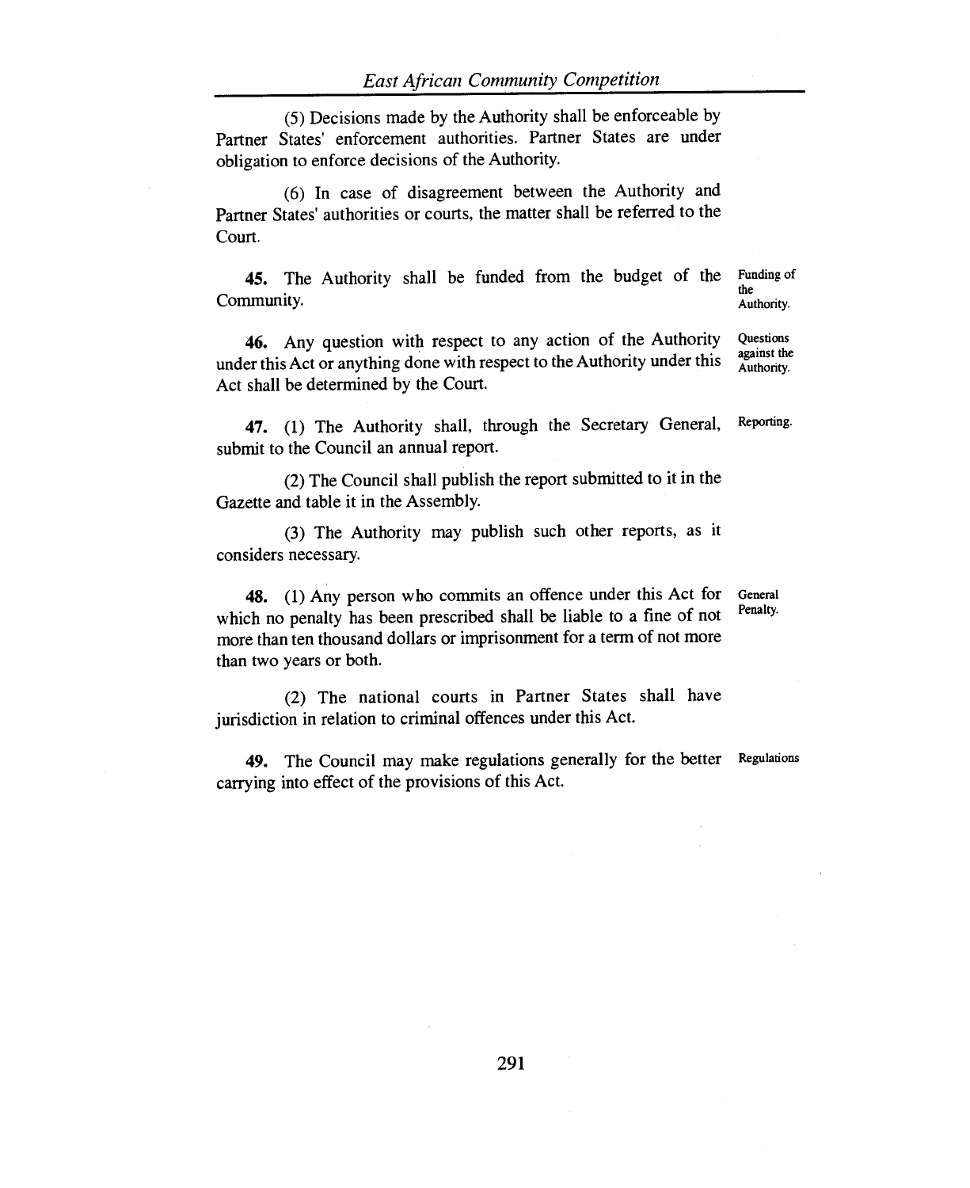(5) Decisions made by the Authority shall be enforceable by Partner States' enforcement authorities. Partner States are under obligation to enforce decisions of the Authority.

(6) In case of disagreement between the Authority and Partner States' authorities or courts, the matter shall be referred to the Court.

**45.** The Authority shall be funded from the budget of the Community.

*Funding of the Authority.*

**46.** Any question with respect to any action of the Authority under this Act or anything done with respect to the Authority under this Act shall be determined by the Court.

*Questions against the Authority.*

**47.** (1) The Authority shall, through the Secretary General, submit to the Council an annual report.

*Reporting.*

(2) The Council shall publish the report submitted to it in the Gazette and table it in the Assembly.

(3) The Authority may publish such other reports, as it considers necessary.

**48.** (1) Any person who commits an offence under this Act for which no penalty has been prescribed shall be liable to a fine of not more than ten thousand dollars or imprisonment for a term of not more than two years or both.

*General Penalty.*

(2) The national courts in Partner States shall have jurisdiction in relation to criminal offences under this Act.

**49.** The Council may make regulations generally for the better carrying into effect of the provisions of this Act.

*Regulations*